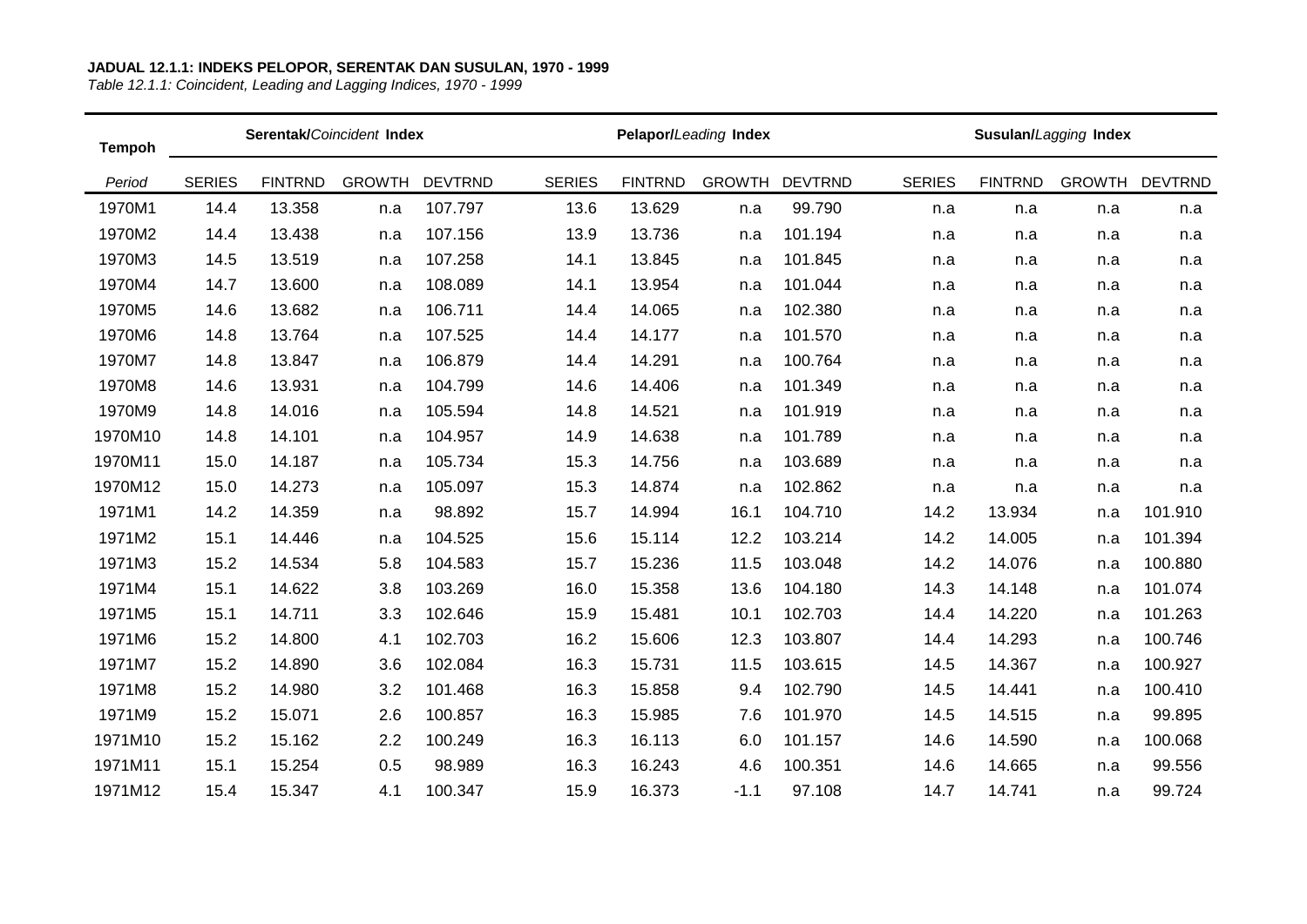**JADUAL 12.1.1: INDEKS PELOPOR, SERENTAK DAN SUSULAN, 1970 - 1999**

*Table 12.1.1: Coincident, Leading and Lagging Indices, 1970 - 1999*

| Tempoh | **Serentak/***Coincident* **Index** | | | | **Pelapor/***Leading* **Index** | | | | **Susulan/***Lagging* **Index** | | | |
|---|---|---|---|---|---|---|---|---|---|---|---|---|
| *Period* | SERIES | FINTRND | GROWTH | DEVTRND | SERIES | FINTRND | GROWTH | DEVTRND | SERIES | FINTRND | GROWTH | DEVTRND |
| 1970M1 | 14.4 | 13.358 | n.a | 107.797 | 13.6 | 13.629 | n.a | 99.790 | n.a | n.a | n.a | n.a |
| 1970M2 | 14.4 | 13.438 | n.a | 107.156 | 13.9 | 13.736 | n.a | 101.194 | n.a | n.a | n.a | n.a |
| 1970M3 | 14.5 | 13.519 | n.a | 107.258 | 14.1 | 13.845 | n.a | 101.845 | n.a | n.a | n.a | n.a |
| 1970M4 | 14.7 | 13.600 | n.a | 108.089 | 14.1 | 13.954 | n.a | 101.044 | n.a | n.a | n.a | n.a |
| 1970M5 | 14.6 | 13.682 | n.a | 106.711 | 14.4 | 14.065 | n.a | 102.380 | n.a | n.a | n.a | n.a |
| 1970M6 | 14.8 | 13.764 | n.a | 107.525 | 14.4 | 14.177 | n.a | 101.570 | n.a | n.a | n.a | n.a |
| 1970M7 | 14.8 | 13.847 | n.a | 106.879 | 14.4 | 14.291 | n.a | 100.764 | n.a | n.a | n.a | n.a |
| 1970M8 | 14.6 | 13.931 | n.a | 104.799 | 14.6 | 14.406 | n.a | 101.349 | n.a | n.a | n.a | n.a |
| 1970M9 | 14.8 | 14.016 | n.a | 105.594 | 14.8 | 14.521 | n.a | 101.919 | n.a | n.a | n.a | n.a |
| 1970M10 | 14.8 | 14.101 | n.a | 104.957 | 14.9 | 14.638 | n.a | 101.789 | n.a | n.a | n.a | n.a |
| 1970M11 | 15.0 | 14.187 | n.a | 105.734 | 15.3 | 14.756 | n.a | 103.689 | n.a | n.a | n.a | n.a |
| 1970M12 | 15.0 | 14.273 | n.a | 105.097 | 15.3 | 14.874 | n.a | 102.862 | n.a | n.a | n.a | n.a |
| 1971M1 | 14.2 | 14.359 | n.a | 98.892 | 15.7 | 14.994 | 16.1 | 104.710 | 14.2 | 13.934 | n.a | 101.910 |
| 1971M2 | 15.1 | 14.446 | n.a | 104.525 | 15.6 | 15.114 | 12.2 | 103.214 | 14.2 | 14.005 | n.a | 101.394 |
| 1971M3 | 15.2 | 14.534 | 5.8 | 104.583 | 15.7 | 15.236 | 11.5 | 103.048 | 14.2 | 14.076 | n.a | 100.880 |
| 1971M4 | 15.1 | 14.622 | 3.8 | 103.269 | 16.0 | 15.358 | 13.6 | 104.180 | 14.3 | 14.148 | n.a | 101.074 |
| 1971M5 | 15.1 | 14.711 | 3.3 | 102.646 | 15.9 | 15.481 | 10.1 | 102.703 | 14.4 | 14.220 | n.a | 101.263 |
| 1971M6 | 15.2 | 14.800 | 4.1 | 102.703 | 16.2 | 15.606 | 12.3 | 103.807 | 14.4 | 14.293 | n.a | 100.746 |
| 1971M7 | 15.2 | 14.890 | 3.6 | 102.084 | 16.3 | 15.731 | 11.5 | 103.615 | 14.5 | 14.367 | n.a | 100.927 |
| 1971M8 | 15.2 | 14.980 | 3.2 | 101.468 | 16.3 | 15.858 | 9.4 | 102.790 | 14.5 | 14.441 | n.a | 100.410 |
| 1971M9 | 15.2 | 15.071 | 2.6 | 100.857 | 16.3 | 15.985 | 7.6 | 101.970 | 14.5 | 14.515 | n.a | 99.895 |
| 1971M10 | 15.2 | 15.162 | 2.2 | 100.249 | 16.3 | 16.113 | 6.0 | 101.157 | 14.6 | 14.590 | n.a | 100.068 |
| 1971M11 | 15.1 | 15.254 | 0.5 | 98.989 | 16.3 | 16.243 | 4.6 | 100.351 | 14.6 | 14.665 | n.a | 99.556 |
| 1971M12 | 15.4 | 15.347 | 4.1 | 100.347 | 15.9 | 16.373 | -1.1 | 97.108 | 14.7 | 14.741 | n.a | 99.724 |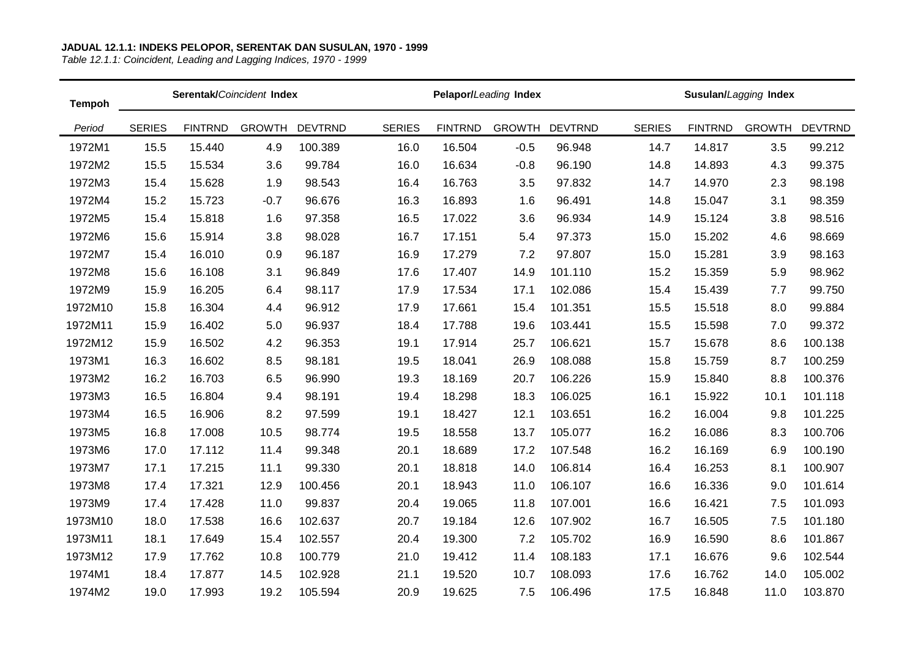**JADUAL 12.1.1: INDEKS PELOPOR, SERENTAK DAN SUSULAN, 1970 - 1999**

*Table 12.1.1: Coincident, Leading and Lagging Indices, 1970 - 1999*

| Tempoh | Serentak/*Coincident* Index | | | | Pelapor/*Leading* Index | | | | Susulan/*Lagging* Index | | | |
|---|---|---|---|---|---|---|---|---|---|---|---|---|
| *Period* | SERIES | FINTRND | GROWTH | DEVTRND | SERIES | FINTRND | GROWTH | DEVTRND | SERIES | FINTRND | GROWTH | DEVTRND |
| 1972M1 | 15.5 | 15.440 | 4.9 | 100.389 | 16.0 | 16.504 | -0.5 | 96.948 | 14.7 | 14.817 | 3.5 | 99.212 |
| 1972M2 | 15.5 | 15.534 | 3.6 | 99.784 | 16.0 | 16.634 | -0.8 | 96.190 | 14.8 | 14.893 | 4.3 | 99.375 |
| 1972M3 | 15.4 | 15.628 | 1.9 | 98.543 | 16.4 | 16.763 | 3.5 | 97.832 | 14.7 | 14.970 | 2.3 | 98.198 |
| 1972M4 | 15.2 | 15.723 | -0.7 | 96.676 | 16.3 | 16.893 | 1.6 | 96.491 | 14.8 | 15.047 | 3.1 | 98.359 |
| 1972M5 | 15.4 | 15.818 | 1.6 | 97.358 | 16.5 | 17.022 | 3.6 | 96.934 | 14.9 | 15.124 | 3.8 | 98.516 |
| 1972M6 | 15.6 | 15.914 | 3.8 | 98.028 | 16.7 | 17.151 | 5.4 | 97.373 | 15.0 | 15.202 | 4.6 | 98.669 |
| 1972M7 | 15.4 | 16.010 | 0.9 | 96.187 | 16.9 | 17.279 | 7.2 | 97.807 | 15.0 | 15.281 | 3.9 | 98.163 |
| 1972M8 | 15.6 | 16.108 | 3.1 | 96.849 | 17.6 | 17.407 | 14.9 | 101.110 | 15.2 | 15.359 | 5.9 | 98.962 |
| 1972M9 | 15.9 | 16.205 | 6.4 | 98.117 | 17.9 | 17.534 | 17.1 | 102.086 | 15.4 | 15.439 | 7.7 | 99.750 |
| 1972M10 | 15.8 | 16.304 | 4.4 | 96.912 | 17.9 | 17.661 | 15.4 | 101.351 | 15.5 | 15.518 | 8.0 | 99.884 |
| 1972M11 | 15.9 | 16.402 | 5.0 | 96.937 | 18.4 | 17.788 | 19.6 | 103.441 | 15.5 | 15.598 | 7.0 | 99.372 |
| 1972M12 | 15.9 | 16.502 | 4.2 | 96.353 | 19.1 | 17.914 | 25.7 | 106.621 | 15.7 | 15.678 | 8.6 | 100.138 |
| 1973M1 | 16.3 | 16.602 | 8.5 | 98.181 | 19.5 | 18.041 | 26.9 | 108.088 | 15.8 | 15.759 | 8.7 | 100.259 |
| 1973M2 | 16.2 | 16.703 | 6.5 | 96.990 | 19.3 | 18.169 | 20.7 | 106.226 | 15.9 | 15.840 | 8.8 | 100.376 |
| 1973M3 | 16.5 | 16.804 | 9.4 | 98.191 | 19.4 | 18.298 | 18.3 | 106.025 | 16.1 | 15.922 | 10.1 | 101.118 |
| 1973M4 | 16.5 | 16.906 | 8.2 | 97.599 | 19.1 | 18.427 | 12.1 | 103.651 | 16.2 | 16.004 | 9.8 | 101.225 |
| 1973M5 | 16.8 | 17.008 | 10.5 | 98.774 | 19.5 | 18.558 | 13.7 | 105.077 | 16.2 | 16.086 | 8.3 | 100.706 |
| 1973M6 | 17.0 | 17.112 | 11.4 | 99.348 | 20.1 | 18.689 | 17.2 | 107.548 | 16.2 | 16.169 | 6.9 | 100.190 |
| 1973M7 | 17.1 | 17.215 | 11.1 | 99.330 | 20.1 | 18.818 | 14.0 | 106.814 | 16.4 | 16.253 | 8.1 | 100.907 |
| 1973M8 | 17.4 | 17.321 | 12.9 | 100.456 | 20.1 | 18.943 | 11.0 | 106.107 | 16.6 | 16.336 | 9.0 | 101.614 |
| 1973M9 | 17.4 | 17.428 | 11.0 | 99.837 | 20.4 | 19.065 | 11.8 | 107.001 | 16.6 | 16.421 | 7.5 | 101.093 |
| 1973M10 | 18.0 | 17.538 | 16.6 | 102.637 | 20.7 | 19.184 | 12.6 | 107.902 | 16.7 | 16.505 | 7.5 | 101.180 |
| 1973M11 | 18.1 | 17.649 | 15.4 | 102.557 | 20.4 | 19.300 | 7.2 | 105.702 | 16.9 | 16.590 | 8.6 | 101.867 |
| 1973M12 | 17.9 | 17.762 | 10.8 | 100.779 | 21.0 | 19.412 | 11.4 | 108.183 | 17.1 | 16.676 | 9.6 | 102.544 |
| 1974M1 | 18.4 | 17.877 | 14.5 | 102.928 | 21.1 | 19.520 | 10.7 | 108.093 | 17.6 | 16.762 | 14.0 | 105.002 |
| 1974M2 | 19.0 | 17.993 | 19.2 | 105.594 | 20.9 | 19.625 | 7.5 | 106.496 | 17.5 | 16.848 | 11.0 | 103.870 |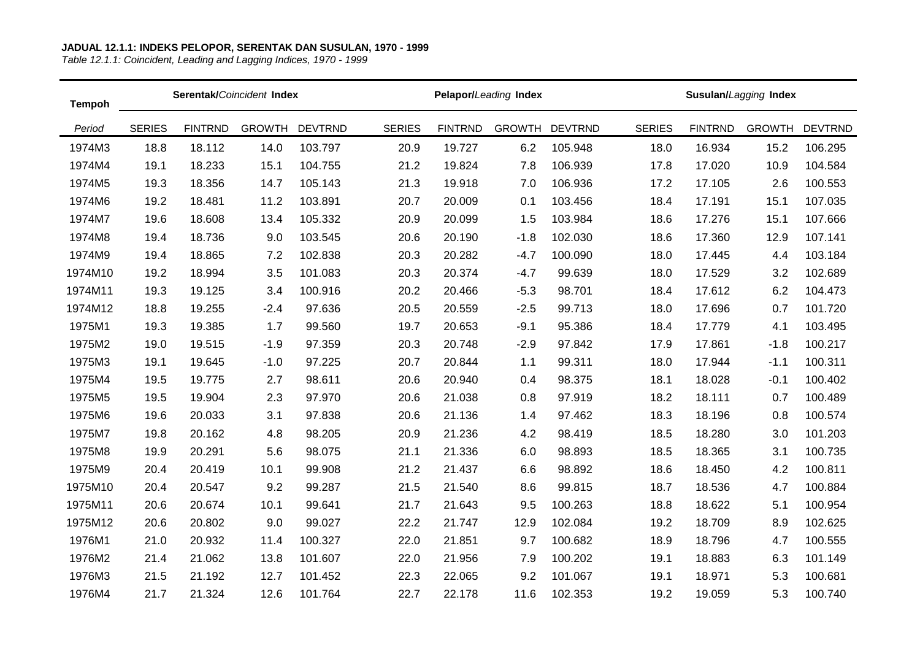**JADUAL 12.1.1: INDEKS PELOPOR, SERENTAK DAN SUSULAN, 1970 - 1999**

*Table 12.1.1: Coincident, Leading and Lagging Indices, 1970 - 1999*

| Tempoh | Serentak/*Coincident* Index | | | | Pelopor/*Leading* Index | | | | Susulan/*Lagging* Index | | | |
|---|---|---|---|---|---|---|---|---|---|---|---|---|
| *Period* | SERIES | FINTRND | GROWTH | DEVTRND | SERIES | FINTRND | GROWTH | DEVTRND | SERIES | FINTRND | GROWTH | DEVTRND |
| 1974M3 | 18.8 | 18.112 | 14.0 | 103.797 | 20.9 | 19.727 | 6.2 | 105.948 | 18.0 | 16.934 | 15.2 | 106.295 |
| 1974M4 | 19.1 | 18.233 | 15.1 | 104.755 | 21.2 | 19.824 | 7.8 | 106.939 | 17.8 | 17.020 | 10.9 | 104.584 |
| 1974M5 | 19.3 | 18.356 | 14.7 | 105.143 | 21.3 | 19.918 | 7.0 | 106.936 | 17.2 | 17.105 | 2.6 | 100.553 |
| 1974M6 | 19.2 | 18.481 | 11.2 | 103.891 | 20.7 | 20.009 | 0.1 | 103.456 | 18.4 | 17.191 | 15.1 | 107.035 |
| 1974M7 | 19.6 | 18.608 | 13.4 | 105.332 | 20.9 | 20.099 | 1.5 | 103.984 | 18.6 | 17.276 | 15.1 | 107.666 |
| 1974M8 | 19.4 | 18.736 | 9.0 | 103.545 | 20.6 | 20.190 | -1.8 | 102.030 | 18.6 | 17.360 | 12.9 | 107.141 |
| 1974M9 | 19.4 | 18.865 | 7.2 | 102.838 | 20.3 | 20.282 | -4.7 | 100.090 | 18.0 | 17.445 | 4.4 | 103.184 |
| 1974M10 | 19.2 | 18.994 | 3.5 | 101.083 | 20.3 | 20.374 | -4.7 | 99.639 | 18.0 | 17.529 | 3.2 | 102.689 |
| 1974M11 | 19.3 | 19.125 | 3.4 | 100.916 | 20.2 | 20.466 | -5.3 | 98.701 | 18.4 | 17.612 | 6.2 | 104.473 |
| 1974M12 | 18.8 | 19.255 | -2.4 | 97.636 | 20.5 | 20.559 | -2.5 | 99.713 | 18.0 | 17.696 | 0.7 | 101.720 |
| 1975M1 | 19.3 | 19.385 | 1.7 | 99.560 | 19.7 | 20.653 | -9.1 | 95.386 | 18.4 | 17.779 | 4.1 | 103.495 |
| 1975M2 | 19.0 | 19.515 | -1.9 | 97.359 | 20.3 | 20.748 | -2.9 | 97.842 | 17.9 | 17.861 | -1.8 | 100.217 |
| 1975M3 | 19.1 | 19.645 | -1.0 | 97.225 | 20.7 | 20.844 | 1.1 | 99.311 | 18.0 | 17.944 | -1.1 | 100.311 |
| 1975M4 | 19.5 | 19.775 | 2.7 | 98.611 | 20.6 | 20.940 | 0.4 | 98.375 | 18.1 | 18.028 | -0.1 | 100.402 |
| 1975M5 | 19.5 | 19.904 | 2.3 | 97.970 | 20.6 | 21.038 | 0.8 | 97.919 | 18.2 | 18.111 | 0.7 | 100.489 |
| 1975M6 | 19.6 | 20.033 | 3.1 | 97.838 | 20.6 | 21.136 | 1.4 | 97.462 | 18.3 | 18.196 | 0.8 | 100.574 |
| 1975M7 | 19.8 | 20.162 | 4.8 | 98.205 | 20.9 | 21.236 | 4.2 | 98.419 | 18.5 | 18.280 | 3.0 | 101.203 |
| 1975M8 | 19.9 | 20.291 | 5.6 | 98.075 | 21.1 | 21.336 | 6.0 | 98.893 | 18.5 | 18.365 | 3.1 | 100.735 |
| 1975M9 | 20.4 | 20.419 | 10.1 | 99.908 | 21.2 | 21.437 | 6.6 | 98.892 | 18.6 | 18.450 | 4.2 | 100.811 |
| 1975M10 | 20.4 | 20.547 | 9.2 | 99.287 | 21.5 | 21.540 | 8.6 | 99.815 | 18.7 | 18.536 | 4.7 | 100.884 |
| 1975M11 | 20.6 | 20.674 | 10.1 | 99.641 | 21.7 | 21.643 | 9.5 | 100.263 | 18.8 | 18.622 | 5.1 | 100.954 |
| 1975M12 | 20.6 | 20.802 | 9.0 | 99.027 | 22.2 | 21.747 | 12.9 | 102.084 | 19.2 | 18.709 | 8.9 | 102.625 |
| 1976M1 | 21.0 | 20.932 | 11.4 | 100.327 | 22.0 | 21.851 | 9.7 | 100.682 | 18.9 | 18.796 | 4.7 | 100.555 |
| 1976M2 | 21.4 | 21.062 | 13.8 | 101.607 | 22.0 | 21.956 | 7.9 | 100.202 | 19.1 | 18.883 | 6.3 | 101.149 |
| 1976M3 | 21.5 | 21.192 | 12.7 | 101.452 | 22.3 | 22.065 | 9.2 | 101.067 | 19.1 | 18.971 | 5.3 | 100.681 |
| 1976M4 | 21.7 | 21.324 | 12.6 | 101.764 | 22.7 | 22.178 | 11.6 | 102.353 | 19.2 | 19.059 | 5.3 | 100.740 |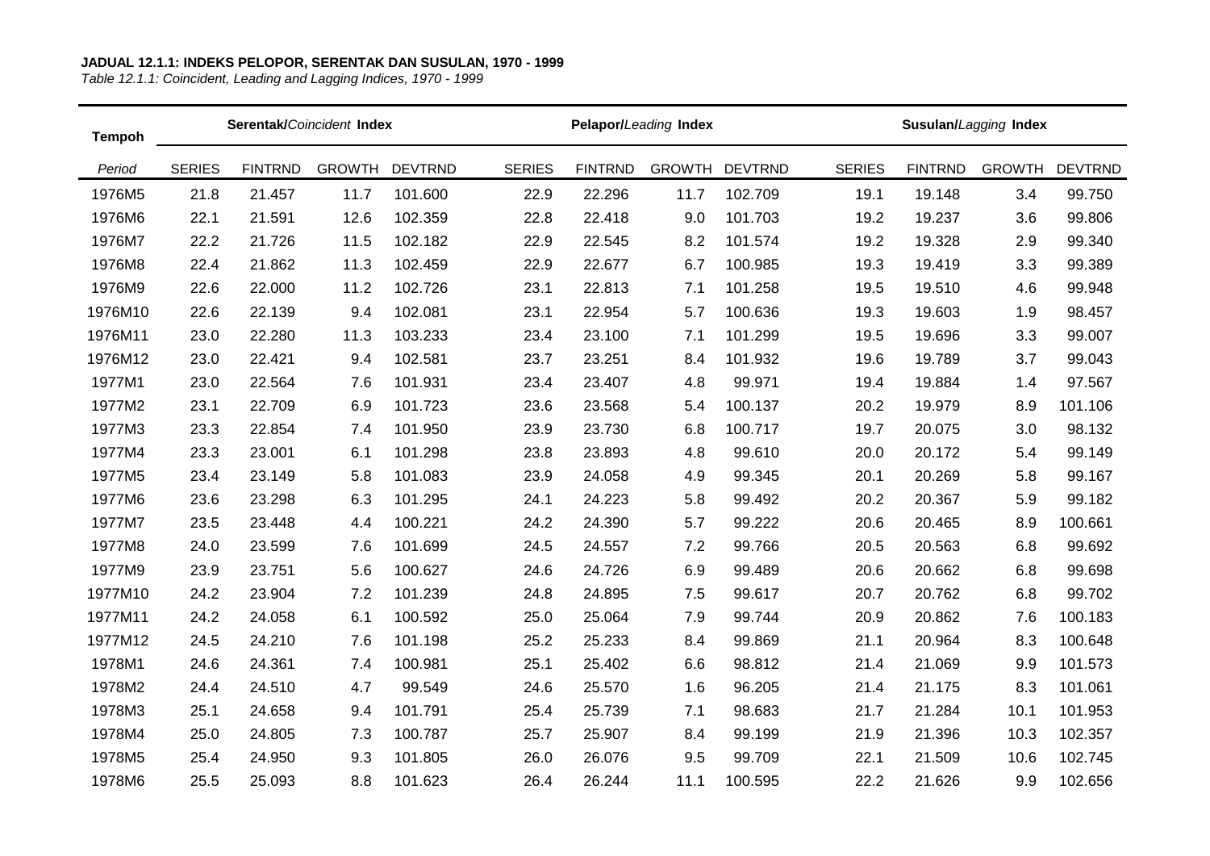**JADUAL 12.1.1: INDEKS PELOPOR, SERENTAK DAN SUSULAN, 1970 - 1999**

*Table 12.1.1: Coincident, Leading and Lagging Indices, 1970 - 1999*

| Tempoh | Serentak/*Coincident* Index | | | | Pelapor/*Leading* Index | | | | Susulan/*Lagging* Index | | | |
|---|---|---|---|---|---|---|---|---|---|---|---|---|
| *Period* | SERIES | FINTRND | GROWTH | DEVTRND | SERIES | FINTRND | GROWTH | DEVTRND | SERIES | FINTRND | GROWTH | DEVTRND |
| 1976M5 | 21.8 | 21.457 | 11.7 | 101.600 | 22.9 | 22.296 | 11.7 | 102.709 | 19.1 | 19.148 | 3.4 | 99.750 |
| 1976M6 | 22.1 | 21.591 | 12.6 | 102.359 | 22.8 | 22.418 | 9.0 | 101.703 | 19.2 | 19.237 | 3.6 | 99.806 |
| 1976M7 | 22.2 | 21.726 | 11.5 | 102.182 | 22.9 | 22.545 | 8.2 | 101.574 | 19.2 | 19.328 | 2.9 | 99.340 |
| 1976M8 | 22.4 | 21.862 | 11.3 | 102.459 | 22.9 | 22.677 | 6.7 | 100.985 | 19.3 | 19.419 | 3.3 | 99.389 |
| 1976M9 | 22.6 | 22.000 | 11.2 | 102.726 | 23.1 | 22.813 | 7.1 | 101.258 | 19.5 | 19.510 | 4.6 | 99.948 |
| 1976M10 | 22.6 | 22.139 | 9.4 | 102.081 | 23.1 | 22.954 | 5.7 | 100.636 | 19.3 | 19.603 | 1.9 | 98.457 |
| 1976M11 | 23.0 | 22.280 | 11.3 | 103.233 | 23.4 | 23.100 | 7.1 | 101.299 | 19.5 | 19.696 | 3.3 | 99.007 |
| 1976M12 | 23.0 | 22.421 | 9.4 | 102.581 | 23.7 | 23.251 | 8.4 | 101.932 | 19.6 | 19.789 | 3.7 | 99.043 |
| 1977M1 | 23.0 | 22.564 | 7.6 | 101.931 | 23.4 | 23.407 | 4.8 | 99.971 | 19.4 | 19.884 | 1.4 | 97.567 |
| 1977M2 | 23.1 | 22.709 | 6.9 | 101.723 | 23.6 | 23.568 | 5.4 | 100.137 | 20.2 | 19.979 | 8.9 | 101.106 |
| 1977M3 | 23.3 | 22.854 | 7.4 | 101.950 | 23.9 | 23.730 | 6.8 | 100.717 | 19.7 | 20.075 | 3.0 | 98.132 |
| 1977M4 | 23.3 | 23.001 | 6.1 | 101.298 | 23.8 | 23.893 | 4.8 | 99.610 | 20.0 | 20.172 | 5.4 | 99.149 |
| 1977M5 | 23.4 | 23.149 | 5.8 | 101.083 | 23.9 | 24.058 | 4.9 | 99.345 | 20.1 | 20.269 | 5.8 | 99.167 |
| 1977M6 | 23.6 | 23.298 | 6.3 | 101.295 | 24.1 | 24.223 | 5.8 | 99.492 | 20.2 | 20.367 | 5.9 | 99.182 |
| 1977M7 | 23.5 | 23.448 | 4.4 | 100.221 | 24.2 | 24.390 | 5.7 | 99.222 | 20.6 | 20.465 | 8.9 | 100.661 |
| 1977M8 | 24.0 | 23.599 | 7.6 | 101.699 | 24.5 | 24.557 | 7.2 | 99.766 | 20.5 | 20.563 | 6.8 | 99.692 |
| 1977M9 | 23.9 | 23.751 | 5.6 | 100.627 | 24.6 | 24.726 | 6.9 | 99.489 | 20.6 | 20.662 | 6.8 | 99.698 |
| 1977M10 | 24.2 | 23.904 | 7.2 | 101.239 | 24.8 | 24.895 | 7.5 | 99.617 | 20.7 | 20.762 | 6.8 | 99.702 |
| 1977M11 | 24.2 | 24.058 | 6.1 | 100.592 | 25.0 | 25.064 | 7.9 | 99.744 | 20.9 | 20.862 | 7.6 | 100.183 |
| 1977M12 | 24.5 | 24.210 | 7.6 | 101.198 | 25.2 | 25.233 | 8.4 | 99.869 | 21.1 | 20.964 | 8.3 | 100.648 |
| 1978M1 | 24.6 | 24.361 | 7.4 | 100.981 | 25.1 | 25.402 | 6.6 | 98.812 | 21.4 | 21.069 | 9.9 | 101.573 |
| 1978M2 | 24.4 | 24.510 | 4.7 | 99.549 | 24.6 | 25.570 | 1.6 | 96.205 | 21.4 | 21.175 | 8.3 | 101.061 |
| 1978M3 | 25.1 | 24.658 | 9.4 | 101.791 | 25.4 | 25.739 | 7.1 | 98.683 | 21.7 | 21.284 | 10.1 | 101.953 |
| 1978M4 | 25.0 | 24.805 | 7.3 | 100.787 | 25.7 | 25.907 | 8.4 | 99.199 | 21.9 | 21.396 | 10.3 | 102.357 |
| 1978M5 | 25.4 | 24.950 | 9.3 | 101.805 | 26.0 | 26.076 | 9.5 | 99.709 | 22.1 | 21.509 | 10.6 | 102.745 |
| 1978M6 | 25.5 | 25.093 | 8.8 | 101.623 | 26.4 | 26.244 | 11.1 | 100.595 | 22.2 | 21.626 | 9.9 | 102.656 |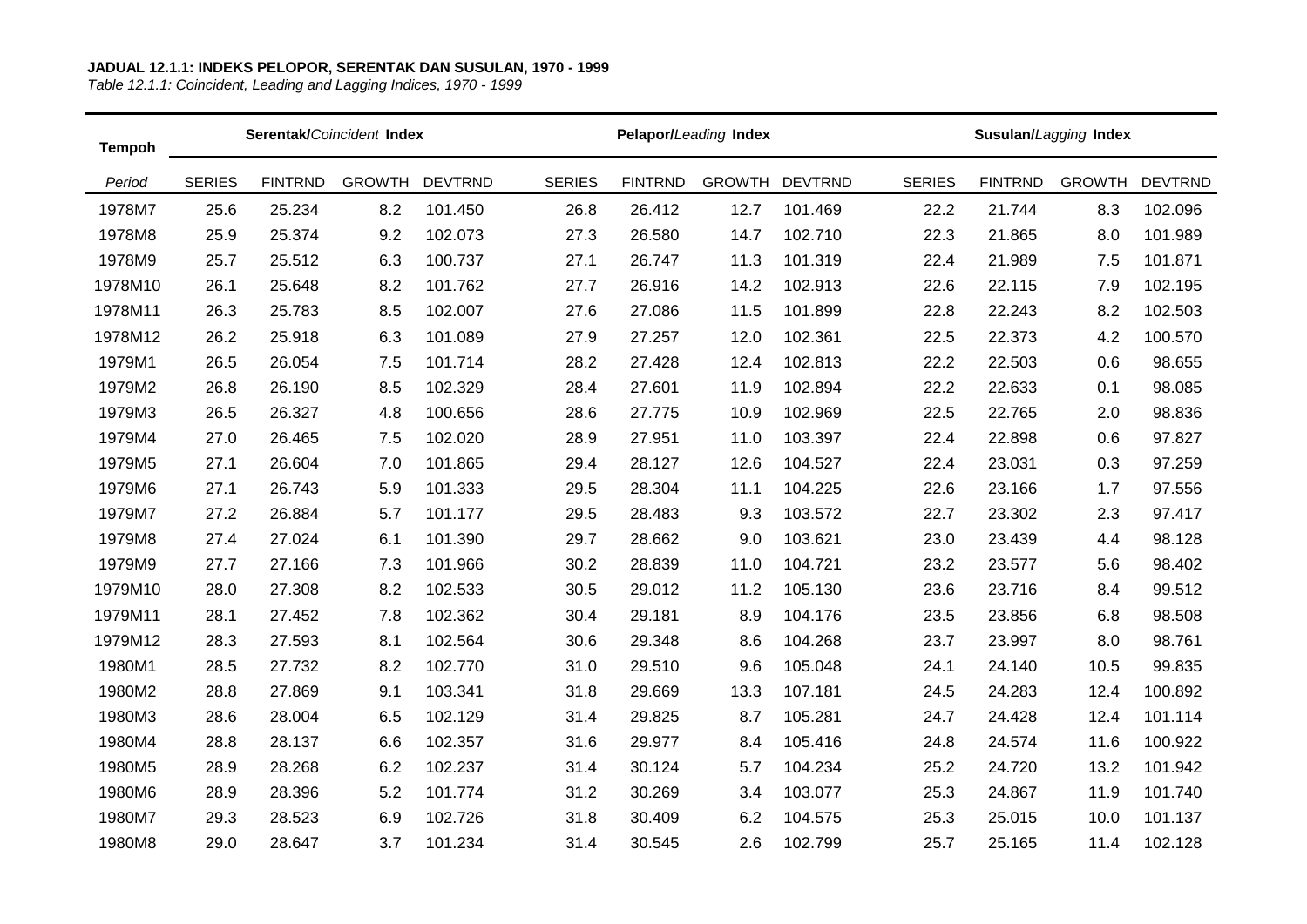**JADUAL 12.1.1: INDEKS PELOPOR, SERENTAK DAN SUSULAN, 1970 - 1999**

*Table 12.1.1: Coincident, Leading and Lagging Indices, 1970 - 1999*

| Tempoh | Serentak/*Coincident* Index | | | | Pelapor/*Leading* Index | | | | Susulan/*Lagging* Index | | | |
|---|---|---|---|---|---|---|---|---|---|---|---|---|
| *Period* | SERIES | FINTRND | GROWTH | DEVTRND | SERIES | FINTRND | GROWTH | DEVTRND | SERIES | FINTRND | GROWTH | DEVTRND |
| 1978M7 | 25.6 | 25.234 | 8.2 | 101.450 | 26.8 | 26.412 | 12.7 | 101.469 | 22.2 | 21.744 | 8.3 | 102.096 |
| 1978M8 | 25.9 | 25.374 | 9.2 | 102.073 | 27.3 | 26.580 | 14.7 | 102.710 | 22.3 | 21.865 | 8.0 | 101.989 |
| 1978M9 | 25.7 | 25.512 | 6.3 | 100.737 | 27.1 | 26.747 | 11.3 | 101.319 | 22.4 | 21.989 | 7.5 | 101.871 |
| 1978M10 | 26.1 | 25.648 | 8.2 | 101.762 | 27.7 | 26.916 | 14.2 | 102.913 | 22.6 | 22.115 | 7.9 | 102.195 |
| 1978M11 | 26.3 | 25.783 | 8.5 | 102.007 | 27.6 | 27.086 | 11.5 | 101.899 | 22.8 | 22.243 | 8.2 | 102.503 |
| 1978M12 | 26.2 | 25.918 | 6.3 | 101.089 | 27.9 | 27.257 | 12.0 | 102.361 | 22.5 | 22.373 | 4.2 | 100.570 |
| 1979M1 | 26.5 | 26.054 | 7.5 | 101.714 | 28.2 | 27.428 | 12.4 | 102.813 | 22.2 | 22.503 | 0.6 | 98.655 |
| 1979M2 | 26.8 | 26.190 | 8.5 | 102.329 | 28.4 | 27.601 | 11.9 | 102.894 | 22.2 | 22.633 | 0.1 | 98.085 |
| 1979M3 | 26.5 | 26.327 | 4.8 | 100.656 | 28.6 | 27.775 | 10.9 | 102.969 | 22.5 | 22.765 | 2.0 | 98.836 |
| 1979M4 | 27.0 | 26.465 | 7.5 | 102.020 | 28.9 | 27.951 | 11.0 | 103.397 | 22.4 | 22.898 | 0.6 | 97.827 |
| 1979M5 | 27.1 | 26.604 | 7.0 | 101.865 | 29.4 | 28.127 | 12.6 | 104.527 | 22.4 | 23.031 | 0.3 | 97.259 |
| 1979M6 | 27.1 | 26.743 | 5.9 | 101.333 | 29.5 | 28.304 | 11.1 | 104.225 | 22.6 | 23.166 | 1.7 | 97.556 |
| 1979M7 | 27.2 | 26.884 | 5.7 | 101.177 | 29.5 | 28.483 | 9.3 | 103.572 | 22.7 | 23.302 | 2.3 | 97.417 |
| 1979M8 | 27.4 | 27.024 | 6.1 | 101.390 | 29.7 | 28.662 | 9.0 | 103.621 | 23.0 | 23.439 | 4.4 | 98.128 |
| 1979M9 | 27.7 | 27.166 | 7.3 | 101.966 | 30.2 | 28.839 | 11.0 | 104.721 | 23.2 | 23.577 | 5.6 | 98.402 |
| 1979M10 | 28.0 | 27.308 | 8.2 | 102.533 | 30.5 | 29.012 | 11.2 | 105.130 | 23.6 | 23.716 | 8.4 | 99.512 |
| 1979M11 | 28.1 | 27.452 | 7.8 | 102.362 | 30.4 | 29.181 | 8.9 | 104.176 | 23.5 | 23.856 | 6.8 | 98.508 |
| 1979M12 | 28.3 | 27.593 | 8.1 | 102.564 | 30.6 | 29.348 | 8.6 | 104.268 | 23.7 | 23.997 | 8.0 | 98.761 |
| 1980M1 | 28.5 | 27.732 | 8.2 | 102.770 | 31.0 | 29.510 | 9.6 | 105.048 | 24.1 | 24.140 | 10.5 | 99.835 |
| 1980M2 | 28.8 | 27.869 | 9.1 | 103.341 | 31.8 | 29.669 | 13.3 | 107.181 | 24.5 | 24.283 | 12.4 | 100.892 |
| 1980M3 | 28.6 | 28.004 | 6.5 | 102.129 | 31.4 | 29.825 | 8.7 | 105.281 | 24.7 | 24.428 | 12.4 | 101.114 |
| 1980M4 | 28.8 | 28.137 | 6.6 | 102.357 | 31.6 | 29.977 | 8.4 | 105.416 | 24.8 | 24.574 | 11.6 | 100.922 |
| 1980M5 | 28.9 | 28.268 | 6.2 | 102.237 | 31.4 | 30.124 | 5.7 | 104.234 | 25.2 | 24.720 | 13.2 | 101.942 |
| 1980M6 | 28.9 | 28.396 | 5.2 | 101.774 | 31.2 | 30.269 | 3.4 | 103.077 | 25.3 | 24.867 | 11.9 | 101.740 |
| 1980M7 | 29.3 | 28.523 | 6.9 | 102.726 | 31.8 | 30.409 | 6.2 | 104.575 | 25.3 | 25.015 | 10.0 | 101.137 |
| 1980M8 | 29.0 | 28.647 | 3.7 | 101.234 | 31.4 | 30.545 | 2.6 | 102.799 | 25.7 | 25.165 | 11.4 | 102.128 |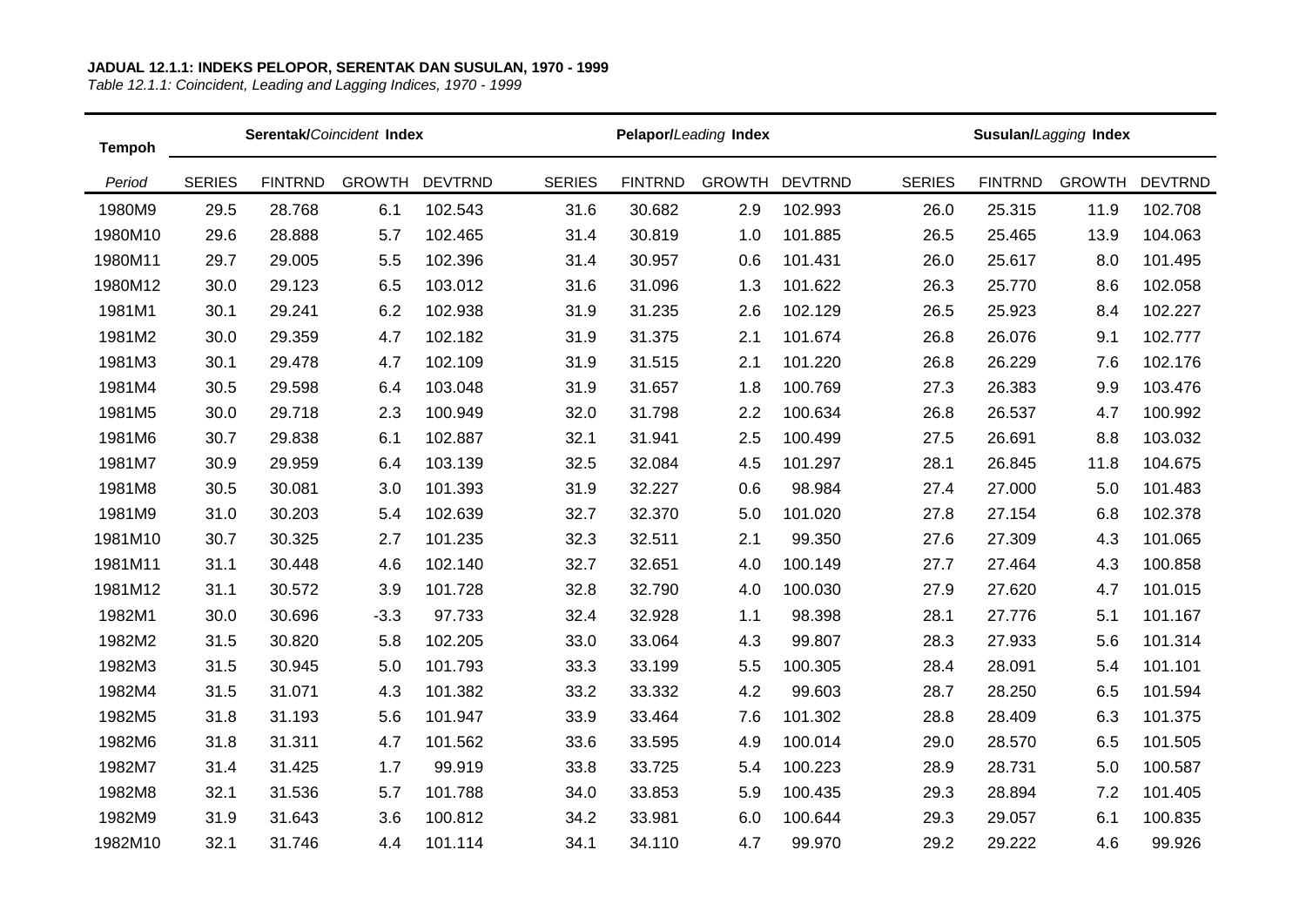**JADUAL 12.1.1: INDEKS PELOPOR, SERENTAK DAN SUSULAN, 1970 - 1999**

*Table 12.1.1: Coincident, Leading and Lagging Indices, 1970 - 1999*

| Tempoh | Serentak/*Coincident* Index | | | | Pelapor/*Leading* Index | | | | Susulan/*Lagging* Index | | | |
|---|---|---|---|---|---|---|---|---|---|---|---|---|
| *Period* | SERIES | FINTRND | GROWTH | DEVTRND | SERIES | FINTRND | GROWTH | DEVTRND | SERIES | FINTRND | GROWTH | DEVTRND |
| 1980M9 | 29.5 | 28.768 | 6.1 | 102.543 | 31.6 | 30.682 | 2.9 | 102.993 | 26.0 | 25.315 | 11.9 | 102.708 |
| 1980M10 | 29.6 | 28.888 | 5.7 | 102.465 | 31.4 | 30.819 | 1.0 | 101.885 | 26.5 | 25.465 | 13.9 | 104.063 |
| 1980M11 | 29.7 | 29.005 | 5.5 | 102.396 | 31.4 | 30.957 | 0.6 | 101.431 | 26.0 | 25.617 | 8.0 | 101.495 |
| 1980M12 | 30.0 | 29.123 | 6.5 | 103.012 | 31.6 | 31.096 | 1.3 | 101.622 | 26.3 | 25.770 | 8.6 | 102.058 |
| 1981M1 | 30.1 | 29.241 | 6.2 | 102.938 | 31.9 | 31.235 | 2.6 | 102.129 | 26.5 | 25.923 | 8.4 | 102.227 |
| 1981M2 | 30.0 | 29.359 | 4.7 | 102.182 | 31.9 | 31.375 | 2.1 | 101.674 | 26.8 | 26.076 | 9.1 | 102.777 |
| 1981M3 | 30.1 | 29.478 | 4.7 | 102.109 | 31.9 | 31.515 | 2.1 | 101.220 | 26.8 | 26.229 | 7.6 | 102.176 |
| 1981M4 | 30.5 | 29.598 | 6.4 | 103.048 | 31.9 | 31.657 | 1.8 | 100.769 | 27.3 | 26.383 | 9.9 | 103.476 |
| 1981M5 | 30.0 | 29.718 | 2.3 | 100.949 | 32.0 | 31.798 | 2.2 | 100.634 | 26.8 | 26.537 | 4.7 | 100.992 |
| 1981M6 | 30.7 | 29.838 | 6.1 | 102.887 | 32.1 | 31.941 | 2.5 | 100.499 | 27.5 | 26.691 | 8.8 | 103.032 |
| 1981M7 | 30.9 | 29.959 | 6.4 | 103.139 | 32.5 | 32.084 | 4.5 | 101.297 | 28.1 | 26.845 | 11.8 | 104.675 |
| 1981M8 | 30.5 | 30.081 | 3.0 | 101.393 | 31.9 | 32.227 | 0.6 | 98.984 | 27.4 | 27.000 | 5.0 | 101.483 |
| 1981M9 | 31.0 | 30.203 | 5.4 | 102.639 | 32.7 | 32.370 | 5.0 | 101.020 | 27.8 | 27.154 | 6.8 | 102.378 |
| 1981M10 | 30.7 | 30.325 | 2.7 | 101.235 | 32.3 | 32.511 | 2.1 | 99.350 | 27.6 | 27.309 | 4.3 | 101.065 |
| 1981M11 | 31.1 | 30.448 | 4.6 | 102.140 | 32.7 | 32.651 | 4.0 | 100.149 | 27.7 | 27.464 | 4.3 | 100.858 |
| 1981M12 | 31.1 | 30.572 | 3.9 | 101.728 | 32.8 | 32.790 | 4.0 | 100.030 | 27.9 | 27.620 | 4.7 | 101.015 |
| 1982M1 | 30.0 | 30.696 | -3.3 | 97.733 | 32.4 | 32.928 | 1.1 | 98.398 | 28.1 | 27.776 | 5.1 | 101.167 |
| 1982M2 | 31.5 | 30.820 | 5.8 | 102.205 | 33.0 | 33.064 | 4.3 | 99.807 | 28.3 | 27.933 | 5.6 | 101.314 |
| 1982M3 | 31.5 | 30.945 | 5.0 | 101.793 | 33.3 | 33.199 | 5.5 | 100.305 | 28.4 | 28.091 | 5.4 | 101.101 |
| 1982M4 | 31.5 | 31.071 | 4.3 | 101.382 | 33.2 | 33.332 | 4.2 | 99.603 | 28.7 | 28.250 | 6.5 | 101.594 |
| 1982M5 | 31.8 | 31.193 | 5.6 | 101.947 | 33.9 | 33.464 | 7.6 | 101.302 | 28.8 | 28.409 | 6.3 | 101.375 |
| 1982M6 | 31.8 | 31.311 | 4.7 | 101.562 | 33.6 | 33.595 | 4.9 | 100.014 | 29.0 | 28.570 | 6.5 | 101.505 |
| 1982M7 | 31.4 | 31.425 | 1.7 | 99.919 | 33.8 | 33.725 | 5.4 | 100.223 | 28.9 | 28.731 | 5.0 | 100.587 |
| 1982M8 | 32.1 | 31.536 | 5.7 | 101.788 | 34.0 | 33.853 | 5.9 | 100.435 | 29.3 | 28.894 | 7.2 | 101.405 |
| 1982M9 | 31.9 | 31.643 | 3.6 | 100.812 | 34.2 | 33.981 | 6.0 | 100.644 | 29.3 | 29.057 | 6.1 | 100.835 |
| 1982M10 | 32.1 | 31.746 | 4.4 | 101.114 | 34.1 | 34.110 | 4.7 | 99.970 | 29.2 | 29.222 | 4.6 | 99.926 |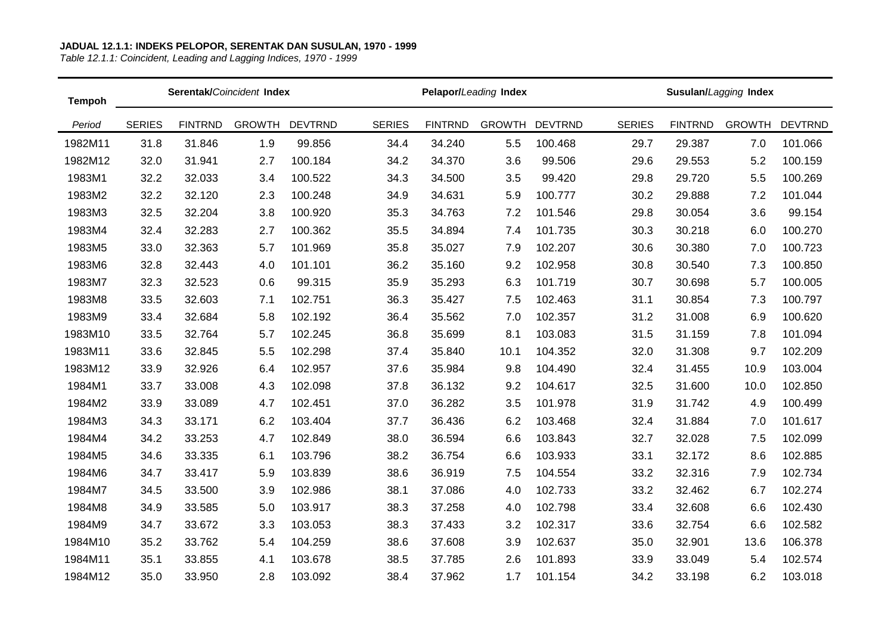**JADUAL 12.1.1: INDEKS PELOPOR, SERENTAK DAN SUSULAN, 1970 - 1999**

*Table 12.1.1: Coincident, Leading and Lagging Indices, 1970 - 1999*

| Tempoh | Serentak/*Coincident* Index | | | | Pelapor/*Leading* Index | | | | Susulan/*Lagging* Index | | | |
|---|---|---|---|---|---|---|---|---|---|---|---|---|
| *Period* | SERIES | FINTRND | GROWTH | DEVTRND | SERIES | FINTRND | GROWTH | DEVTRND | SERIES | FINTRND | GROWTH | DEVTRND |
| 1982M11 | 31.8 | 31.846 | 1.9 | 99.856 | 34.4 | 34.240 | 5.5 | 100.468 | 29.7 | 29.387 | 7.0 | 101.066 |
| 1982M12 | 32.0 | 31.941 | 2.7 | 100.184 | 34.2 | 34.370 | 3.6 | 99.506 | 29.6 | 29.553 | 5.2 | 100.159 |
| 1983M1 | 32.2 | 32.033 | 3.4 | 100.522 | 34.3 | 34.500 | 3.5 | 99.420 | 29.8 | 29.720 | 5.5 | 100.269 |
| 1983M2 | 32.2 | 32.120 | 2.3 | 100.248 | 34.9 | 34.631 | 5.9 | 100.777 | 30.2 | 29.888 | 7.2 | 101.044 |
| 1983M3 | 32.5 | 32.204 | 3.8 | 100.920 | 35.3 | 34.763 | 7.2 | 101.546 | 29.8 | 30.054 | 3.6 | 99.154 |
| 1983M4 | 32.4 | 32.283 | 2.7 | 100.362 | 35.5 | 34.894 | 7.4 | 101.735 | 30.3 | 30.218 | 6.0 | 100.270 |
| 1983M5 | 33.0 | 32.363 | 5.7 | 101.969 | 35.8 | 35.027 | 7.9 | 102.207 | 30.6 | 30.380 | 7.0 | 100.723 |
| 1983M6 | 32.8 | 32.443 | 4.0 | 101.101 | 36.2 | 35.160 | 9.2 | 102.958 | 30.8 | 30.540 | 7.3 | 100.850 |
| 1983M7 | 32.3 | 32.523 | 0.6 | 99.315 | 35.9 | 35.293 | 6.3 | 101.719 | 30.7 | 30.698 | 5.7 | 100.005 |
| 1983M8 | 33.5 | 32.603 | 7.1 | 102.751 | 36.3 | 35.427 | 7.5 | 102.463 | 31.1 | 30.854 | 7.3 | 100.797 |
| 1983M9 | 33.4 | 32.684 | 5.8 | 102.192 | 36.4 | 35.562 | 7.0 | 102.357 | 31.2 | 31.008 | 6.9 | 100.620 |
| 1983M10 | 33.5 | 32.764 | 5.7 | 102.245 | 36.8 | 35.699 | 8.1 | 103.083 | 31.5 | 31.159 | 7.8 | 101.094 |
| 1983M11 | 33.6 | 32.845 | 5.5 | 102.298 | 37.4 | 35.840 | 10.1 | 104.352 | 32.0 | 31.308 | 9.7 | 102.209 |
| 1983M12 | 33.9 | 32.926 | 6.4 | 102.957 | 37.6 | 35.984 | 9.8 | 104.490 | 32.4 | 31.455 | 10.9 | 103.004 |
| 1984M1 | 33.7 | 33.008 | 4.3 | 102.098 | 37.8 | 36.132 | 9.2 | 104.617 | 32.5 | 31.600 | 10.0 | 102.850 |
| 1984M2 | 33.9 | 33.089 | 4.7 | 102.451 | 37.0 | 36.282 | 3.5 | 101.978 | 31.9 | 31.742 | 4.9 | 100.499 |
| 1984M3 | 34.3 | 33.171 | 6.2 | 103.404 | 37.7 | 36.436 | 6.2 | 103.468 | 32.4 | 31.884 | 7.0 | 101.617 |
| 1984M4 | 34.2 | 33.253 | 4.7 | 102.849 | 38.0 | 36.594 | 6.6 | 103.843 | 32.7 | 32.028 | 7.5 | 102.099 |
| 1984M5 | 34.6 | 33.335 | 6.1 | 103.796 | 38.2 | 36.754 | 6.6 | 103.933 | 33.1 | 32.172 | 8.6 | 102.885 |
| 1984M6 | 34.7 | 33.417 | 5.9 | 103.839 | 38.6 | 36.919 | 7.5 | 104.554 | 33.2 | 32.316 | 7.9 | 102.734 |
| 1984M7 | 34.5 | 33.500 | 3.9 | 102.986 | 38.1 | 37.086 | 4.0 | 102.733 | 33.2 | 32.462 | 6.7 | 102.274 |
| 1984M8 | 34.9 | 33.585 | 5.0 | 103.917 | 38.3 | 37.258 | 4.0 | 102.798 | 33.4 | 32.608 | 6.6 | 102.430 |
| 1984M9 | 34.7 | 33.672 | 3.3 | 103.053 | 38.3 | 37.433 | 3.2 | 102.317 | 33.6 | 32.754 | 6.6 | 102.582 |
| 1984M10 | 35.2 | 33.762 | 5.4 | 104.259 | 38.6 | 37.608 | 3.9 | 102.637 | 35.0 | 32.901 | 13.6 | 106.378 |
| 1984M11 | 35.1 | 33.855 | 4.1 | 103.678 | 38.5 | 37.785 | 2.6 | 101.893 | 33.9 | 33.049 | 5.4 | 102.574 |
| 1984M12 | 35.0 | 33.950 | 2.8 | 103.092 | 38.4 | 37.962 | 1.7 | 101.154 | 34.2 | 33.198 | 6.2 | 103.018 |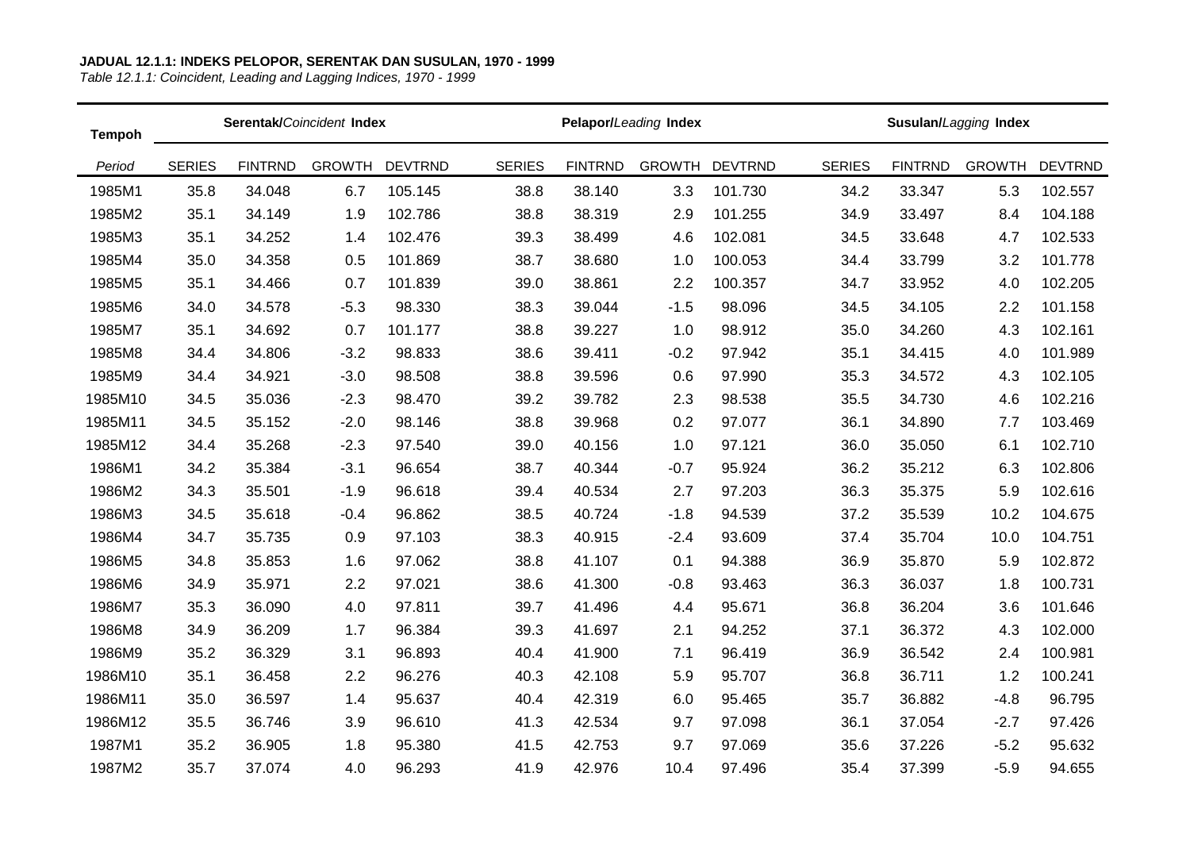**JADUAL 12.1.1: INDEKS PELOPOR, SERENTAK DAN SUSULAN, 1970 - 1999**

*Table 12.1.1: Coincident, Leading and Lagging Indices, 1970 - 1999*

| Tempoh | Serentak/*Coincident* Index | | | | Pelapor/*Leading* Index | | | | Susulan/*Lagging* Index | | | |
|---|---|---|---|---|---|---|---|---|---|---|---|---|
| *Period* | SERIES | FINTRND | GROWTH | DEVTRND | SERIES | FINTRND | GROWTH | DEVTRND | SERIES | FINTRND | GROWTH | DEVTRND |
| 1985M1 | 35.8 | 34.048 | 6.7 | 105.145 | 38.8 | 38.140 | 3.3 | 101.730 | 34.2 | 33.347 | 5.3 | 102.557 |
| 1985M2 | 35.1 | 34.149 | 1.9 | 102.786 | 38.8 | 38.319 | 2.9 | 101.255 | 34.9 | 33.497 | 8.4 | 104.188 |
| 1985M3 | 35.1 | 34.252 | 1.4 | 102.476 | 39.3 | 38.499 | 4.6 | 102.081 | 34.5 | 33.648 | 4.7 | 102.533 |
| 1985M4 | 35.0 | 34.358 | 0.5 | 101.869 | 38.7 | 38.680 | 1.0 | 100.053 | 34.4 | 33.799 | 3.2 | 101.778 |
| 1985M5 | 35.1 | 34.466 | 0.7 | 101.839 | 39.0 | 38.861 | 2.2 | 100.357 | 34.7 | 33.952 | 4.0 | 102.205 |
| 1985M6 | 34.0 | 34.578 | -5.3 | 98.330 | 38.3 | 39.044 | -1.5 | 98.096 | 34.5 | 34.105 | 2.2 | 101.158 |
| 1985M7 | 35.1 | 34.692 | 0.7 | 101.177 | 38.8 | 39.227 | 1.0 | 98.912 | 35.0 | 34.260 | 4.3 | 102.161 |
| 1985M8 | 34.4 | 34.806 | -3.2 | 98.833 | 38.6 | 39.411 | -0.2 | 97.942 | 35.1 | 34.415 | 4.0 | 101.989 |
| 1985M9 | 34.4 | 34.921 | -3.0 | 98.508 | 38.8 | 39.596 | 0.6 | 97.990 | 35.3 | 34.572 | 4.3 | 102.105 |
| 1985M10 | 34.5 | 35.036 | -2.3 | 98.470 | 39.2 | 39.782 | 2.3 | 98.538 | 35.5 | 34.730 | 4.6 | 102.216 |
| 1985M11 | 34.5 | 35.152 | -2.0 | 98.146 | 38.8 | 39.968 | 0.2 | 97.077 | 36.1 | 34.890 | 7.7 | 103.469 |
| 1985M12 | 34.4 | 35.268 | -2.3 | 97.540 | 39.0 | 40.156 | 1.0 | 97.121 | 36.0 | 35.050 | 6.1 | 102.710 |
| 1986M1 | 34.2 | 35.384 | -3.1 | 96.654 | 38.7 | 40.344 | -0.7 | 95.924 | 36.2 | 35.212 | 6.3 | 102.806 |
| 1986M2 | 34.3 | 35.501 | -1.9 | 96.618 | 39.4 | 40.534 | 2.7 | 97.203 | 36.3 | 35.375 | 5.9 | 102.616 |
| 1986M3 | 34.5 | 35.618 | -0.4 | 96.862 | 38.5 | 40.724 | -1.8 | 94.539 | 37.2 | 35.539 | 10.2 | 104.675 |
| 1986M4 | 34.7 | 35.735 | 0.9 | 97.103 | 38.3 | 40.915 | -2.4 | 93.609 | 37.4 | 35.704 | 10.0 | 104.751 |
| 1986M5 | 34.8 | 35.853 | 1.6 | 97.062 | 38.8 | 41.107 | 0.1 | 94.388 | 36.9 | 35.870 | 5.9 | 102.872 |
| 1986M6 | 34.9 | 35.971 | 2.2 | 97.021 | 38.6 | 41.300 | -0.8 | 93.463 | 36.3 | 36.037 | 1.8 | 100.731 |
| 1986M7 | 35.3 | 36.090 | 4.0 | 97.811 | 39.7 | 41.496 | 4.4 | 95.671 | 36.8 | 36.204 | 3.6 | 101.646 |
| 1986M8 | 34.9 | 36.209 | 1.7 | 96.384 | 39.3 | 41.697 | 2.1 | 94.252 | 37.1 | 36.372 | 4.3 | 102.000 |
| 1986M9 | 35.2 | 36.329 | 3.1 | 96.893 | 40.4 | 41.900 | 7.1 | 96.419 | 36.9 | 36.542 | 2.4 | 100.981 |
| 1986M10 | 35.1 | 36.458 | 2.2 | 96.276 | 40.3 | 42.108 | 5.9 | 95.707 | 36.8 | 36.711 | 1.2 | 100.241 |
| 1986M11 | 35.0 | 36.597 | 1.4 | 95.637 | 40.4 | 42.319 | 6.0 | 95.465 | 35.7 | 36.882 | -4.8 | 96.795 |
| 1986M12 | 35.5 | 36.746 | 3.9 | 96.610 | 41.3 | 42.534 | 9.7 | 97.098 | 36.1 | 37.054 | -2.7 | 97.426 |
| 1987M1 | 35.2 | 36.905 | 1.8 | 95.380 | 41.5 | 42.753 | 9.7 | 97.069 | 35.6 | 37.226 | -5.2 | 95.632 |
| 1987M2 | 35.7 | 37.074 | 4.0 | 96.293 | 41.9 | 42.976 | 10.4 | 97.496 | 35.4 | 37.399 | -5.9 | 94.655 |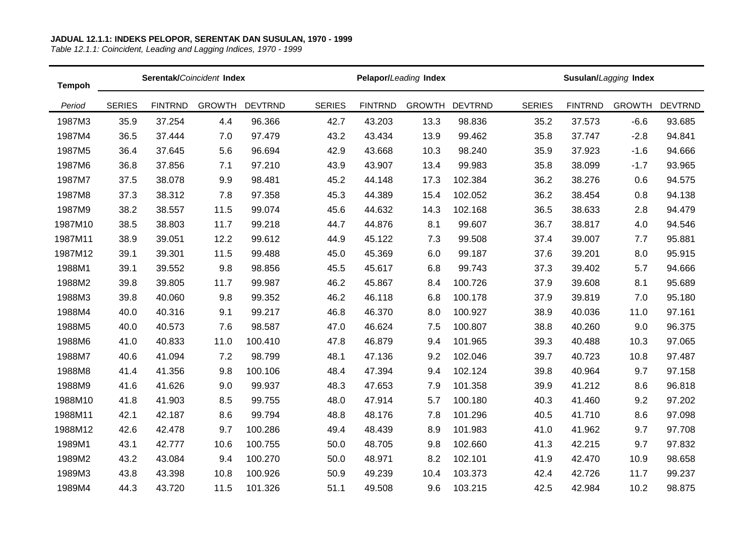**JADUAL 12.1.1: INDEKS PELOPOR, SERENTAK DAN SUSULAN, 1970 - 1999**

*Table 12.1.1: Coincident, Leading and Lagging Indices, 1970 - 1999*

| Tempoh | Serentak/*Coincident* Index | | | | Pelapor/*Leading* Index | | | | Susulan/*Lagging* Index | | | |
|---|---|---|---|---|---|---|---|---|---|---|---|---|
| *Period* | SERIES | FINTRND | GROWTH | DEVTRND | SERIES | FINTRND | GROWTH | DEVTRND | SERIES | FINTRND | GROWTH | DEVTRND |
| 1987M3 | 35.9 | 37.254 | 4.4 | 96.366 | 42.7 | 43.203 | 13.3 | 98.836 | 35.2 | 37.573 | -6.6 | 93.685 |
| 1987M4 | 36.5 | 37.444 | 7.0 | 97.479 | 43.2 | 43.434 | 13.9 | 99.462 | 35.8 | 37.747 | -2.8 | 94.841 |
| 1987M5 | 36.4 | 37.645 | 5.6 | 96.694 | 42.9 | 43.668 | 10.3 | 98.240 | 35.9 | 37.923 | -1.6 | 94.666 |
| 1987M6 | 36.8 | 37.856 | 7.1 | 97.210 | 43.9 | 43.907 | 13.4 | 99.983 | 35.8 | 38.099 | -1.7 | 93.965 |
| 1987M7 | 37.5 | 38.078 | 9.9 | 98.481 | 45.2 | 44.148 | 17.3 | 102.384 | 36.2 | 38.276 | 0.6 | 94.575 |
| 1987M8 | 37.3 | 38.312 | 7.8 | 97.358 | 45.3 | 44.389 | 15.4 | 102.052 | 36.2 | 38.454 | 0.8 | 94.138 |
| 1987M9 | 38.2 | 38.557 | 11.5 | 99.074 | 45.6 | 44.632 | 14.3 | 102.168 | 36.5 | 38.633 | 2.8 | 94.479 |
| 1987M10 | 38.5 | 38.803 | 11.7 | 99.218 | 44.7 | 44.876 | 8.1 | 99.607 | 36.7 | 38.817 | 4.0 | 94.546 |
| 1987M11 | 38.9 | 39.051 | 12.2 | 99.612 | 44.9 | 45.122 | 7.3 | 99.508 | 37.4 | 39.007 | 7.7 | 95.881 |
| 1987M12 | 39.1 | 39.301 | 11.5 | 99.488 | 45.0 | 45.369 | 6.0 | 99.187 | 37.6 | 39.201 | 8.0 | 95.915 |
| 1988M1 | 39.1 | 39.552 | 9.8 | 98.856 | 45.5 | 45.617 | 6.8 | 99.743 | 37.3 | 39.402 | 5.7 | 94.666 |
| 1988M2 | 39.8 | 39.805 | 11.7 | 99.987 | 46.2 | 45.867 | 8.4 | 100.726 | 37.9 | 39.608 | 8.1 | 95.689 |
| 1988M3 | 39.8 | 40.060 | 9.8 | 99.352 | 46.2 | 46.118 | 6.8 | 100.178 | 37.9 | 39.819 | 7.0 | 95.180 |
| 1988M4 | 40.0 | 40.316 | 9.1 | 99.217 | 46.8 | 46.370 | 8.0 | 100.927 | 38.9 | 40.036 | 11.0 | 97.161 |
| 1988M5 | 40.0 | 40.573 | 7.6 | 98.587 | 47.0 | 46.624 | 7.5 | 100.807 | 38.8 | 40.260 | 9.0 | 96.375 |
| 1988M6 | 41.0 | 40.833 | 11.0 | 100.410 | 47.8 | 46.879 | 9.4 | 101.965 | 39.3 | 40.488 | 10.3 | 97.065 |
| 1988M7 | 40.6 | 41.094 | 7.2 | 98.799 | 48.1 | 47.136 | 9.2 | 102.046 | 39.7 | 40.723 | 10.8 | 97.487 |
| 1988M8 | 41.4 | 41.356 | 9.8 | 100.106 | 48.4 | 47.394 | 9.4 | 102.124 | 39.8 | 40.964 | 9.7 | 97.158 |
| 1988M9 | 41.6 | 41.626 | 9.0 | 99.937 | 48.3 | 47.653 | 7.9 | 101.358 | 39.9 | 41.212 | 8.6 | 96.818 |
| 1988M10 | 41.8 | 41.903 | 8.5 | 99.755 | 48.0 | 47.914 | 5.7 | 100.180 | 40.3 | 41.460 | 9.2 | 97.202 |
| 1988M11 | 42.1 | 42.187 | 8.6 | 99.794 | 48.8 | 48.176 | 7.8 | 101.296 | 40.5 | 41.710 | 8.6 | 97.098 |
| 1988M12 | 42.6 | 42.478 | 9.7 | 100.286 | 49.4 | 48.439 | 8.9 | 101.983 | 41.0 | 41.962 | 9.7 | 97.708 |
| 1989M1 | 43.1 | 42.777 | 10.6 | 100.755 | 50.0 | 48.705 | 9.8 | 102.660 | 41.3 | 42.215 | 9.7 | 97.832 |
| 1989M2 | 43.2 | 43.084 | 9.4 | 100.270 | 50.0 | 48.971 | 8.2 | 102.101 | 41.9 | 42.470 | 10.9 | 98.658 |
| 1989M3 | 43.8 | 43.398 | 10.8 | 100.926 | 50.9 | 49.239 | 10.4 | 103.373 | 42.4 | 42.726 | 11.7 | 99.237 |
| 1989M4 | 44.3 | 43.720 | 11.5 | 101.326 | 51.1 | 49.508 | 9.6 | 103.215 | 42.5 | 42.984 | 10.2 | 98.875 |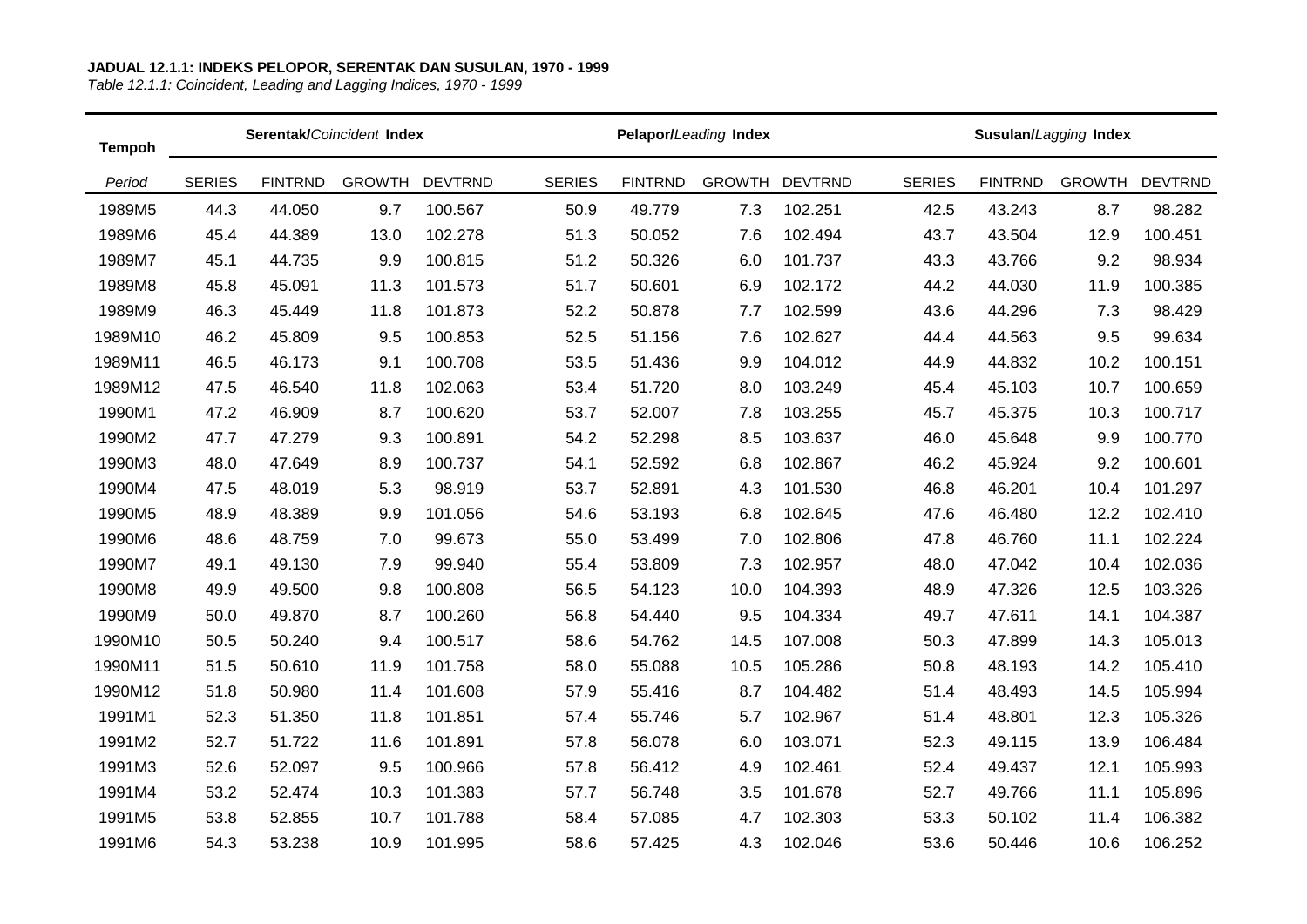**JADUAL 12.1.1: INDEKS PELOPOR, SERENTAK DAN SUSULAN, 1970 - 1999**

*Table 12.1.1: Coincident, Leading and Lagging Indices, 1970 - 1999*

| Tempoh | Serentak/*Coincident* Index | | | | Pelapor/*Leading* Index | | | | Susulan/*Lagging* Index | | | |
|---|---|---|---|---|---|---|---|---|---|---|---|---|
| *Period* | SERIES | FINTRND | GROWTH | DEVTRND | SERIES | FINTRND | GROWTH | DEVTRND | SERIES | FINTRND | GROWTH | DEVTRND |
| 1989M5 | 44.3 | 44.050 | 9.7 | 100.567 | 50.9 | 49.779 | 7.3 | 102.251 | 42.5 | 43.243 | 8.7 | 98.282 |
| 1989M6 | 45.4 | 44.389 | 13.0 | 102.278 | 51.3 | 50.052 | 7.6 | 102.494 | 43.7 | 43.504 | 12.9 | 100.451 |
| 1989M7 | 45.1 | 44.735 | 9.9 | 100.815 | 51.2 | 50.326 | 6.0 | 101.737 | 43.3 | 43.766 | 9.2 | 98.934 |
| 1989M8 | 45.8 | 45.091 | 11.3 | 101.573 | 51.7 | 50.601 | 6.9 | 102.172 | 44.2 | 44.030 | 11.9 | 100.385 |
| 1989M9 | 46.3 | 45.449 | 11.8 | 101.873 | 52.2 | 50.878 | 7.7 | 102.599 | 43.6 | 44.296 | 7.3 | 98.429 |
| 1989M10 | 46.2 | 45.809 | 9.5 | 100.853 | 52.5 | 51.156 | 7.6 | 102.627 | 44.4 | 44.563 | 9.5 | 99.634 |
| 1989M11 | 46.5 | 46.173 | 9.1 | 100.708 | 53.5 | 51.436 | 9.9 | 104.012 | 44.9 | 44.832 | 10.2 | 100.151 |
| 1989M12 | 47.5 | 46.540 | 11.8 | 102.063 | 53.4 | 51.720 | 8.0 | 103.249 | 45.4 | 45.103 | 10.7 | 100.659 |
| 1990M1 | 47.2 | 46.909 | 8.7 | 100.620 | 53.7 | 52.007 | 7.8 | 103.255 | 45.7 | 45.375 | 10.3 | 100.717 |
| 1990M2 | 47.7 | 47.279 | 9.3 | 100.891 | 54.2 | 52.298 | 8.5 | 103.637 | 46.0 | 45.648 | 9.9 | 100.770 |
| 1990M3 | 48.0 | 47.649 | 8.9 | 100.737 | 54.1 | 52.592 | 6.8 | 102.867 | 46.2 | 45.924 | 9.2 | 100.601 |
| 1990M4 | 47.5 | 48.019 | 5.3 | 98.919 | 53.7 | 52.891 | 4.3 | 101.530 | 46.8 | 46.201 | 10.4 | 101.297 |
| 1990M5 | 48.9 | 48.389 | 9.9 | 101.056 | 54.6 | 53.193 | 6.8 | 102.645 | 47.6 | 46.480 | 12.2 | 102.410 |
| 1990M6 | 48.6 | 48.759 | 7.0 | 99.673 | 55.0 | 53.499 | 7.0 | 102.806 | 47.8 | 46.760 | 11.1 | 102.224 |
| 1990M7 | 49.1 | 49.130 | 7.9 | 99.940 | 55.4 | 53.809 | 7.3 | 102.957 | 48.0 | 47.042 | 10.4 | 102.036 |
| 1990M8 | 49.9 | 49.500 | 9.8 | 100.808 | 56.5 | 54.123 | 10.0 | 104.393 | 48.9 | 47.326 | 12.5 | 103.326 |
| 1990M9 | 50.0 | 49.870 | 8.7 | 100.260 | 56.8 | 54.440 | 9.5 | 104.334 | 49.7 | 47.611 | 14.1 | 104.387 |
| 1990M10 | 50.5 | 50.240 | 9.4 | 100.517 | 58.6 | 54.762 | 14.5 | 107.008 | 50.3 | 47.899 | 14.3 | 105.013 |
| 1990M11 | 51.5 | 50.610 | 11.9 | 101.758 | 58.0 | 55.088 | 10.5 | 105.286 | 50.8 | 48.193 | 14.2 | 105.410 |
| 1990M12 | 51.8 | 50.980 | 11.4 | 101.608 | 57.9 | 55.416 | 8.7 | 104.482 | 51.4 | 48.493 | 14.5 | 105.994 |
| 1991M1 | 52.3 | 51.350 | 11.8 | 101.851 | 57.4 | 55.746 | 5.7 | 102.967 | 51.4 | 48.801 | 12.3 | 105.326 |
| 1991M2 | 52.7 | 51.722 | 11.6 | 101.891 | 57.8 | 56.078 | 6.0 | 103.071 | 52.3 | 49.115 | 13.9 | 106.484 |
| 1991M3 | 52.6 | 52.097 | 9.5 | 100.966 | 57.8 | 56.412 | 4.9 | 102.461 | 52.4 | 49.437 | 12.1 | 105.993 |
| 1991M4 | 53.2 | 52.474 | 10.3 | 101.383 | 57.7 | 56.748 | 3.5 | 101.678 | 52.7 | 49.766 | 11.1 | 105.896 |
| 1991M5 | 53.8 | 52.855 | 10.7 | 101.788 | 58.4 | 57.085 | 4.7 | 102.303 | 53.3 | 50.102 | 11.4 | 106.382 |
| 1991M6 | 54.3 | 53.238 | 10.9 | 101.995 | 58.6 | 57.425 | 4.3 | 102.046 | 53.6 | 50.446 | 10.6 | 106.252 |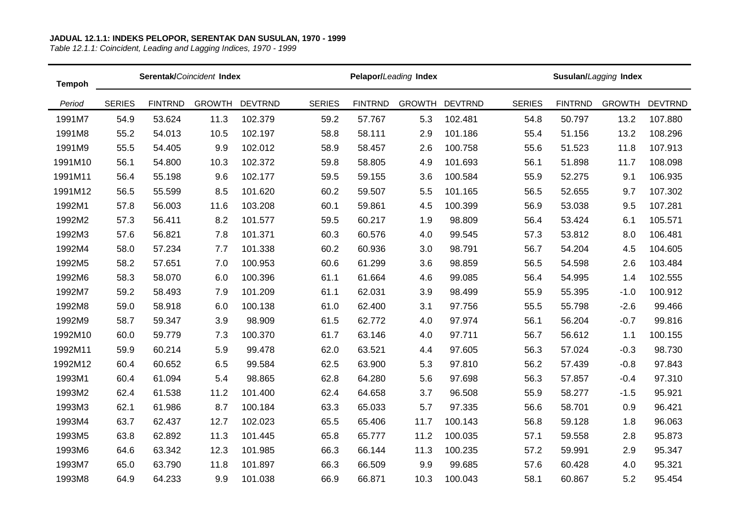**JADUAL 12.1.1: INDEKS PELOPOR, SERENTAK DAN SUSULAN, 1970 - 1999**

*Table 12.1.1: Coincident, Leading and Lagging Indices, 1970 - 1999*

| Tempoh | Serentak/*Coincident* Index | | | | Pelapor/*Leading* Index | | | | Susulan/*Lagging* Index | | | |
|---|---|---|---|---|---|---|---|---|---|---|---|---|
| *Period* | SERIES | FINTRND | GROWTH | DEVTRND | SERIES | FINTRND | GROWTH | DEVTRND | SERIES | FINTRND | GROWTH | DEVTRND |
| 1991M7 | 54.9 | 53.624 | 11.3 | 102.379 | 59.2 | 57.767 | 5.3 | 102.481 | 54.8 | 50.797 | 13.2 | 107.880 |
| 1991M8 | 55.2 | 54.013 | 10.5 | 102.197 | 58.8 | 58.111 | 2.9 | 101.186 | 55.4 | 51.156 | 13.2 | 108.296 |
| 1991M9 | 55.5 | 54.405 | 9.9 | 102.012 | 58.9 | 58.457 | 2.6 | 100.758 | 55.6 | 51.523 | 11.8 | 107.913 |
| 1991M10 | 56.1 | 54.800 | 10.3 | 102.372 | 59.8 | 58.805 | 4.9 | 101.693 | 56.1 | 51.898 | 11.7 | 108.098 |
| 1991M11 | 56.4 | 55.198 | 9.6 | 102.177 | 59.5 | 59.155 | 3.6 | 100.584 | 55.9 | 52.275 | 9.1 | 106.935 |
| 1991M12 | 56.5 | 55.599 | 8.5 | 101.620 | 60.2 | 59.507 | 5.5 | 101.165 | 56.5 | 52.655 | 9.7 | 107.302 |
| 1992M1 | 57.8 | 56.003 | 11.6 | 103.208 | 60.1 | 59.861 | 4.5 | 100.399 | 56.9 | 53.038 | 9.5 | 107.281 |
| 1992M2 | 57.3 | 56.411 | 8.2 | 101.577 | 59.5 | 60.217 | 1.9 | 98.809 | 56.4 | 53.424 | 6.1 | 105.571 |
| 1992M3 | 57.6 | 56.821 | 7.8 | 101.371 | 60.3 | 60.576 | 4.0 | 99.545 | 57.3 | 53.812 | 8.0 | 106.481 |
| 1992M4 | 58.0 | 57.234 | 7.7 | 101.338 | 60.2 | 60.936 | 3.0 | 98.791 | 56.7 | 54.204 | 4.5 | 104.605 |
| 1992M5 | 58.2 | 57.651 | 7.0 | 100.953 | 60.6 | 61.299 | 3.6 | 98.859 | 56.5 | 54.598 | 2.6 | 103.484 |
| 1992M6 | 58.3 | 58.070 | 6.0 | 100.396 | 61.1 | 61.664 | 4.6 | 99.085 | 56.4 | 54.995 | 1.4 | 102.555 |
| 1992M7 | 59.2 | 58.493 | 7.9 | 101.209 | 61.1 | 62.031 | 3.9 | 98.499 | 55.9 | 55.395 | -1.0 | 100.912 |
| 1992M8 | 59.0 | 58.918 | 6.0 | 100.138 | 61.0 | 62.400 | 3.1 | 97.756 | 55.5 | 55.798 | -2.6 | 99.466 |
| 1992M9 | 58.7 | 59.347 | 3.9 | 98.909 | 61.5 | 62.772 | 4.0 | 97.974 | 56.1 | 56.204 | -0.7 | 99.816 |
| 1992M10 | 60.0 | 59.779 | 7.3 | 100.370 | 61.7 | 63.146 | 4.0 | 97.711 | 56.7 | 56.612 | 1.1 | 100.155 |
| 1992M11 | 59.9 | 60.214 | 5.9 | 99.478 | 62.0 | 63.521 | 4.4 | 97.605 | 56.3 | 57.024 | -0.3 | 98.730 |
| 1992M12 | 60.4 | 60.652 | 6.5 | 99.584 | 62.5 | 63.900 | 5.3 | 97.810 | 56.2 | 57.439 | -0.8 | 97.843 |
| 1993M1 | 60.4 | 61.094 | 5.4 | 98.865 | 62.8 | 64.280 | 5.6 | 97.698 | 56.3 | 57.857 | -0.4 | 97.310 |
| 1993M2 | 62.4 | 61.538 | 11.2 | 101.400 | 62.4 | 64.658 | 3.7 | 96.508 | 55.9 | 58.277 | -1.5 | 95.921 |
| 1993M3 | 62.1 | 61.986 | 8.7 | 100.184 | 63.3 | 65.033 | 5.7 | 97.335 | 56.6 | 58.701 | 0.9 | 96.421 |
| 1993M4 | 63.7 | 62.437 | 12.7 | 102.023 | 65.5 | 65.406 | 11.7 | 100.143 | 56.8 | 59.128 | 1.8 | 96.063 |
| 1993M5 | 63.8 | 62.892 | 11.3 | 101.445 | 65.8 | 65.777 | 11.2 | 100.035 | 57.1 | 59.558 | 2.8 | 95.873 |
| 1993M6 | 64.6 | 63.342 | 12.3 | 101.985 | 66.3 | 66.144 | 11.3 | 100.235 | 57.2 | 59.991 | 2.9 | 95.347 |
| 1993M7 | 65.0 | 63.790 | 11.8 | 101.897 | 66.3 | 66.509 | 9.9 | 99.685 | 57.6 | 60.428 | 4.0 | 95.321 |
| 1993M8 | 64.9 | 64.233 | 9.9 | 101.038 | 66.9 | 66.871 | 10.3 | 100.043 | 58.1 | 60.867 | 5.2 | 95.454 |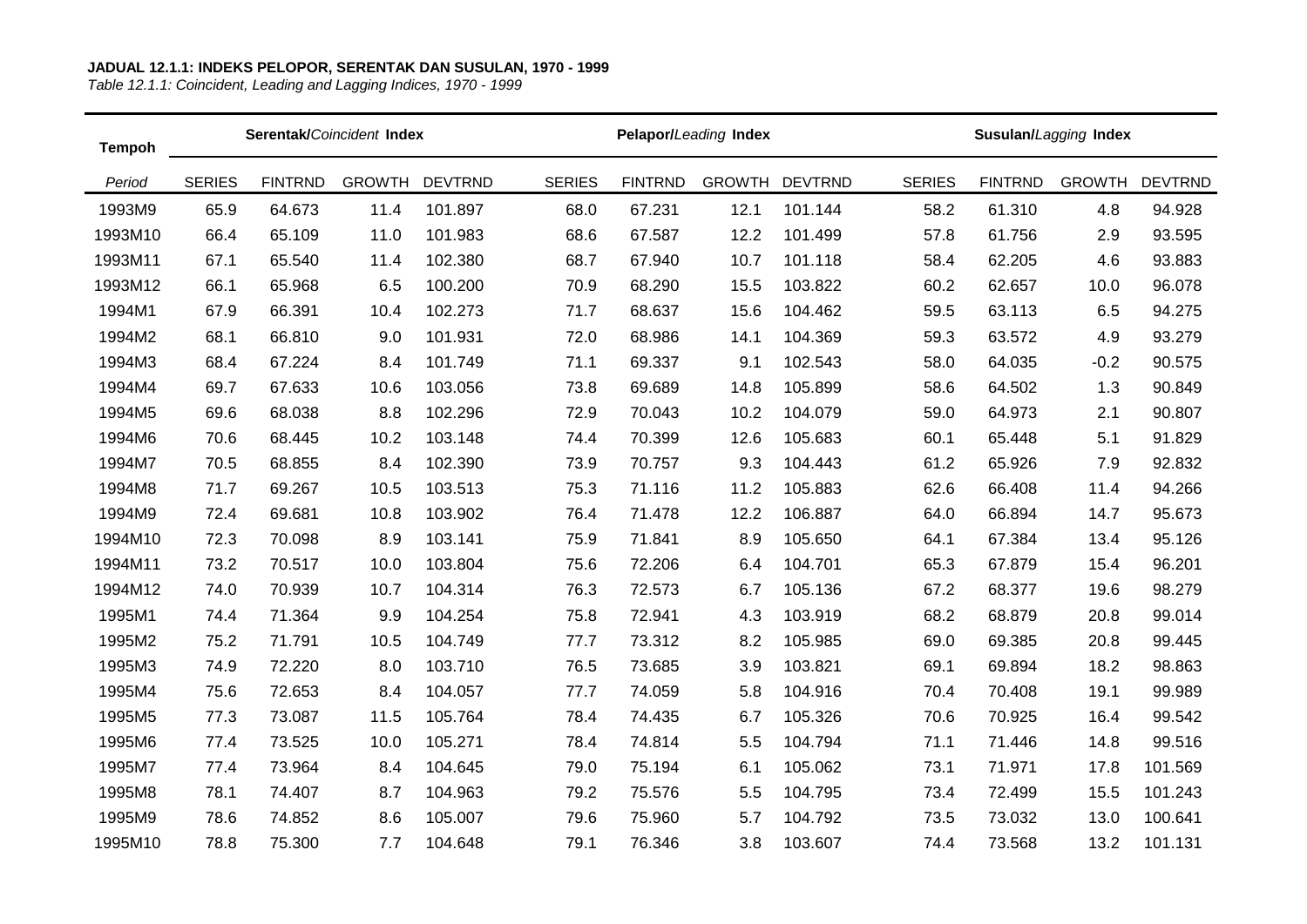**JADUAL 12.1.1: INDEKS PELOPOR, SERENTAK DAN SUSULAN, 1970 - 1999**

*Table 12.1.1: Coincident, Leading and Lagging Indices, 1970 - 1999*

| Tempoh | Serentak/*Coincident* Index | | | | Pelapor/*Leading* Index | | | | Susulan/*Lagging* Index | | | |
|---|---|---|---|---|---|---|---|---|---|---|---|---|
| *Period* | SERIES | FINTRND | GROWTH | DEVTRND | SERIES | FINTRND | GROWTH | DEVTRND | SERIES | FINTRND | GROWTH | DEVTRND |
| 1993M9 | 65.9 | 64.673 | 11.4 | 101.897 | 68.0 | 67.231 | 12.1 | 101.144 | 58.2 | 61.310 | 4.8 | 94.928 |
| 1993M10 | 66.4 | 65.109 | 11.0 | 101.983 | 68.6 | 67.587 | 12.2 | 101.499 | 57.8 | 61.756 | 2.9 | 93.595 |
| 1993M11 | 67.1 | 65.540 | 11.4 | 102.380 | 68.7 | 67.940 | 10.7 | 101.118 | 58.4 | 62.205 | 4.6 | 93.883 |
| 1993M12 | 66.1 | 65.968 | 6.5 | 100.200 | 70.9 | 68.290 | 15.5 | 103.822 | 60.2 | 62.657 | 10.0 | 96.078 |
| 1994M1 | 67.9 | 66.391 | 10.4 | 102.273 | 71.7 | 68.637 | 15.6 | 104.462 | 59.5 | 63.113 | 6.5 | 94.275 |
| 1994M2 | 68.1 | 66.810 | 9.0 | 101.931 | 72.0 | 68.986 | 14.1 | 104.369 | 59.3 | 63.572 | 4.9 | 93.279 |
| 1994M3 | 68.4 | 67.224 | 8.4 | 101.749 | 71.1 | 69.337 | 9.1 | 102.543 | 58.0 | 64.035 | -0.2 | 90.575 |
| 1994M4 | 69.7 | 67.633 | 10.6 | 103.056 | 73.8 | 69.689 | 14.8 | 105.899 | 58.6 | 64.502 | 1.3 | 90.849 |
| 1994M5 | 69.6 | 68.038 | 8.8 | 102.296 | 72.9 | 70.043 | 10.2 | 104.079 | 59.0 | 64.973 | 2.1 | 90.807 |
| 1994M6 | 70.6 | 68.445 | 10.2 | 103.148 | 74.4 | 70.399 | 12.6 | 105.683 | 60.1 | 65.448 | 5.1 | 91.829 |
| 1994M7 | 70.5 | 68.855 | 8.4 | 102.390 | 73.9 | 70.757 | 9.3 | 104.443 | 61.2 | 65.926 | 7.9 | 92.832 |
| 1994M8 | 71.7 | 69.267 | 10.5 | 103.513 | 75.3 | 71.116 | 11.2 | 105.883 | 62.6 | 66.408 | 11.4 | 94.266 |
| 1994M9 | 72.4 | 69.681 | 10.8 | 103.902 | 76.4 | 71.478 | 12.2 | 106.887 | 64.0 | 66.894 | 14.7 | 95.673 |
| 1994M10 | 72.3 | 70.098 | 8.9 | 103.141 | 75.9 | 71.841 | 8.9 | 105.650 | 64.1 | 67.384 | 13.4 | 95.126 |
| 1994M11 | 73.2 | 70.517 | 10.0 | 103.804 | 75.6 | 72.206 | 6.4 | 104.701 | 65.3 | 67.879 | 15.4 | 96.201 |
| 1994M12 | 74.0 | 70.939 | 10.7 | 104.314 | 76.3 | 72.573 | 6.7 | 105.136 | 67.2 | 68.377 | 19.6 | 98.279 |
| 1995M1 | 74.4 | 71.364 | 9.9 | 104.254 | 75.8 | 72.941 | 4.3 | 103.919 | 68.2 | 68.879 | 20.8 | 99.014 |
| 1995M2 | 75.2 | 71.791 | 10.5 | 104.749 | 77.7 | 73.312 | 8.2 | 105.985 | 69.0 | 69.385 | 20.8 | 99.445 |
| 1995M3 | 74.9 | 72.220 | 8.0 | 103.710 | 76.5 | 73.685 | 3.9 | 103.821 | 69.1 | 69.894 | 18.2 | 98.863 |
| 1995M4 | 75.6 | 72.653 | 8.4 | 104.057 | 77.7 | 74.059 | 5.8 | 104.916 | 70.4 | 70.408 | 19.1 | 99.989 |
| 1995M5 | 77.3 | 73.087 | 11.5 | 105.764 | 78.4 | 74.435 | 6.7 | 105.326 | 70.6 | 70.925 | 16.4 | 99.542 |
| 1995M6 | 77.4 | 73.525 | 10.0 | 105.271 | 78.4 | 74.814 | 5.5 | 104.794 | 71.1 | 71.446 | 14.8 | 99.516 |
| 1995M7 | 77.4 | 73.964 | 8.4 | 104.645 | 79.0 | 75.194 | 6.1 | 105.062 | 73.1 | 71.971 | 17.8 | 101.569 |
| 1995M8 | 78.1 | 74.407 | 8.7 | 104.963 | 79.2 | 75.576 | 5.5 | 104.795 | 73.4 | 72.499 | 15.5 | 101.243 |
| 1995M9 | 78.6 | 74.852 | 8.6 | 105.007 | 79.6 | 75.960 | 5.7 | 104.792 | 73.5 | 73.032 | 13.0 | 100.641 |
| 1995M10 | 78.8 | 75.300 | 7.7 | 104.648 | 79.1 | 76.346 | 3.8 | 103.607 | 74.4 | 73.568 | 13.2 | 101.131 |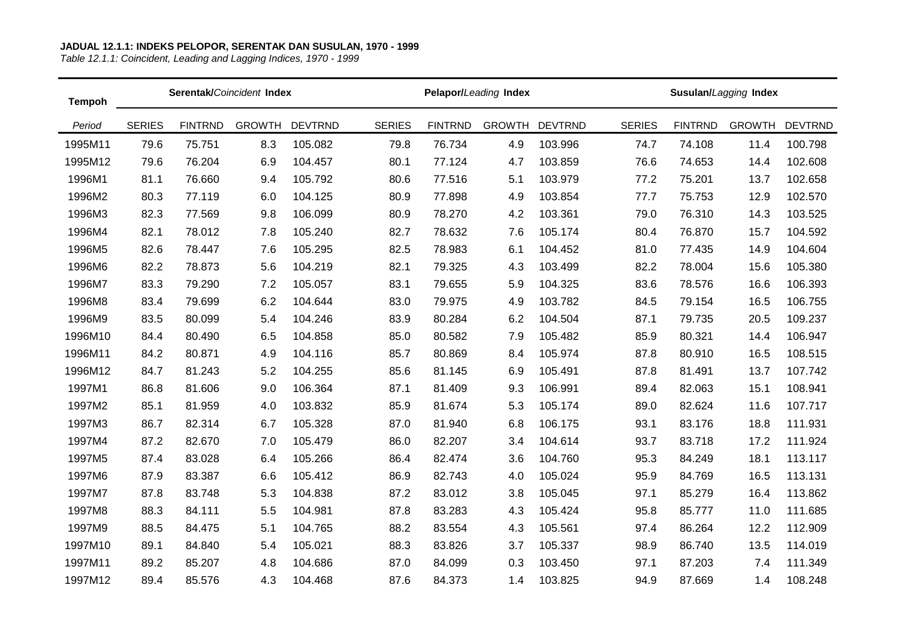**JADUAL 12.1.1: INDEKS PELOPOR, SERENTAK DAN SUSULAN, 1970 - 1999**
*Table 12.1.1: Coincident, Leading and Lagging Indices, 1970 - 1999*

| Tempoh | Serentak/*Coincident* Index | | | | Pelapor/*Leading* Index | | | | Susulan/*Lagging* Index | | | |
|---|---|---|---|---|---|---|---|---|---|---|---|---|
| *Period* | SERIES | FINTRND | GROWTH | DEVTRND | SERIES | FINTRND | GROWTH | DEVTRND | SERIES | FINTRND | GROWTH | DEVTRND |
| 1995M11 | 79.6 | 75.751 | 8.3 | 105.082 | 79.8 | 76.734 | 4.9 | 103.996 | 74.7 | 74.108 | 11.4 | 100.798 |
| 1995M12 | 79.6 | 76.204 | 6.9 | 104.457 | 80.1 | 77.124 | 4.7 | 103.859 | 76.6 | 74.653 | 14.4 | 102.608 |
| 1996M1 | 81.1 | 76.660 | 9.4 | 105.792 | 80.6 | 77.516 | 5.1 | 103.979 | 77.2 | 75.201 | 13.7 | 102.658 |
| 1996M2 | 80.3 | 77.119 | 6.0 | 104.125 | 80.9 | 77.898 | 4.9 | 103.854 | 77.7 | 75.753 | 12.9 | 102.570 |
| 1996M3 | 82.3 | 77.569 | 9.8 | 106.099 | 80.9 | 78.270 | 4.2 | 103.361 | 79.0 | 76.310 | 14.3 | 103.525 |
| 1996M4 | 82.1 | 78.012 | 7.8 | 105.240 | 82.7 | 78.632 | 7.6 | 105.174 | 80.4 | 76.870 | 15.7 | 104.592 |
| 1996M5 | 82.6 | 78.447 | 7.6 | 105.295 | 82.5 | 78.983 | 6.1 | 104.452 | 81.0 | 77.435 | 14.9 | 104.604 |
| 1996M6 | 82.2 | 78.873 | 5.6 | 104.219 | 82.1 | 79.325 | 4.3 | 103.499 | 82.2 | 78.004 | 15.6 | 105.380 |
| 1996M7 | 83.3 | 79.290 | 7.2 | 105.057 | 83.1 | 79.655 | 5.9 | 104.325 | 83.6 | 78.576 | 16.6 | 106.393 |
| 1996M8 | 83.4 | 79.699 | 6.2 | 104.644 | 83.0 | 79.975 | 4.9 | 103.782 | 84.5 | 79.154 | 16.5 | 106.755 |
| 1996M9 | 83.5 | 80.099 | 5.4 | 104.246 | 83.9 | 80.284 | 6.2 | 104.504 | 87.1 | 79.735 | 20.5 | 109.237 |
| 1996M10 | 84.4 | 80.490 | 6.5 | 104.858 | 85.0 | 80.582 | 7.9 | 105.482 | 85.9 | 80.321 | 14.4 | 106.947 |
| 1996M11 | 84.2 | 80.871 | 4.9 | 104.116 | 85.7 | 80.869 | 8.4 | 105.974 | 87.8 | 80.910 | 16.5 | 108.515 |
| 1996M12 | 84.7 | 81.243 | 5.2 | 104.255 | 85.6 | 81.145 | 6.9 | 105.491 | 87.8 | 81.491 | 13.7 | 107.742 |
| 1997M1 | 86.8 | 81.606 | 9.0 | 106.364 | 87.1 | 81.409 | 9.3 | 106.991 | 89.4 | 82.063 | 15.1 | 108.941 |
| 1997M2 | 85.1 | 81.959 | 4.0 | 103.832 | 85.9 | 81.674 | 5.3 | 105.174 | 89.0 | 82.624 | 11.6 | 107.717 |
| 1997M3 | 86.7 | 82.314 | 6.7 | 105.328 | 87.0 | 81.940 | 6.8 | 106.175 | 93.1 | 83.176 | 18.8 | 111.931 |
| 1997M4 | 87.2 | 82.670 | 7.0 | 105.479 | 86.0 | 82.207 | 3.4 | 104.614 | 93.7 | 83.718 | 17.2 | 111.924 |
| 1997M5 | 87.4 | 83.028 | 6.4 | 105.266 | 86.4 | 82.474 | 3.6 | 104.760 | 95.3 | 84.249 | 18.1 | 113.117 |
| 1997M6 | 87.9 | 83.387 | 6.6 | 105.412 | 86.9 | 82.743 | 4.0 | 105.024 | 95.9 | 84.769 | 16.5 | 113.131 |
| 1997M7 | 87.8 | 83.748 | 5.3 | 104.838 | 87.2 | 83.012 | 3.8 | 105.045 | 97.1 | 85.279 | 16.4 | 113.862 |
| 1997M8 | 88.3 | 84.111 | 5.5 | 104.981 | 87.8 | 83.283 | 4.3 | 105.424 | 95.8 | 85.777 | 11.0 | 111.685 |
| 1997M9 | 88.5 | 84.475 | 5.1 | 104.765 | 88.2 | 83.554 | 4.3 | 105.561 | 97.4 | 86.264 | 12.2 | 112.909 |
| 1997M10 | 89.1 | 84.840 | 5.4 | 105.021 | 88.3 | 83.826 | 3.7 | 105.337 | 98.9 | 86.740 | 13.5 | 114.019 |
| 1997M11 | 89.2 | 85.207 | 4.8 | 104.686 | 87.0 | 84.099 | 0.3 | 103.450 | 97.1 | 87.203 | 7.4 | 111.349 |
| 1997M12 | 89.4 | 85.576 | 4.3 | 104.468 | 87.6 | 84.373 | 1.4 | 103.825 | 94.9 | 87.669 | 1.4 | 108.248 |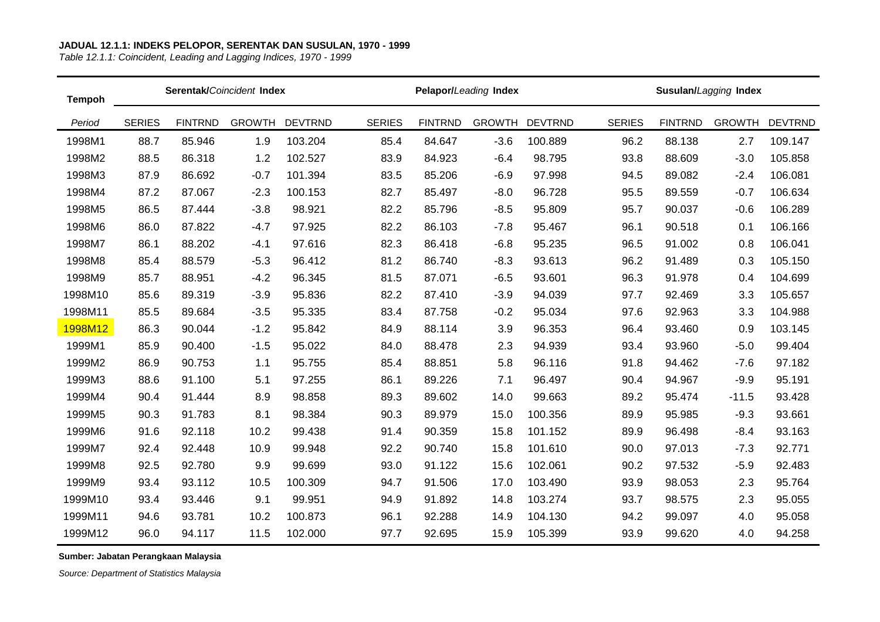**JADUAL 12.1.1: INDEKS PELOPOR, SERENTAK DAN SUSULAN, 1970 - 1999**

*Table 12.1.1: Coincident, Leading and Lagging Indices, 1970 - 1999*

| Tempoh | Serentak/*Coincident* Index | | | | Pelapor/*Leading* Index | | | | Susulan/*Lagging* Index | | | |
|---|---|---|---|---|---|---|---|---|---|---|---|---|
| *Period* | SERIES | FINTRND | GROWTH | DEVTRND | SERIES | FINTRND | GROWTH | DEVTRND | SERIES | FINTRND | GROWTH | DEVTRND |
| 1998M1 | 88.7 | 85.946 | 1.9 | 103.204 | 85.4 | 84.647 | -3.6 | 100.889 | 96.2 | 88.138 | 2.7 | 109.147 |
| 1998M2 | 88.5 | 86.318 | 1.2 | 102.527 | 83.9 | 84.923 | -6.4 | 98.795 | 93.8 | 88.609 | -3.0 | 105.858 |
| 1998M3 | 87.9 | 86.692 | -0.7 | 101.394 | 83.5 | 85.206 | -6.9 | 97.998 | 94.5 | 89.082 | -2.4 | 106.081 |
| 1998M4 | 87.2 | 87.067 | -2.3 | 100.153 | 82.7 | 85.497 | -8.0 | 96.728 | 95.5 | 89.559 | -0.7 | 106.634 |
| 1998M5 | 86.5 | 87.444 | -3.8 | 98.921 | 82.2 | 85.796 | -8.5 | 95.809 | 95.7 | 90.037 | -0.6 | 106.289 |
| 1998M6 | 86.0 | 87.822 | -4.7 | 97.925 | 82.2 | 86.103 | -7.8 | 95.467 | 96.1 | 90.518 | 0.1 | 106.166 |
| 1998M7 | 86.1 | 88.202 | -4.1 | 97.616 | 82.3 | 86.418 | -6.8 | 95.235 | 96.5 | 91.002 | 0.8 | 106.041 |
| 1998M8 | 85.4 | 88.579 | -5.3 | 96.412 | 81.2 | 86.740 | -8.3 | 93.613 | 96.2 | 91.489 | 0.3 | 105.150 |
| 1998M9 | 85.7 | 88.951 | -4.2 | 96.345 | 81.5 | 87.071 | -6.5 | 93.601 | 96.3 | 91.978 | 0.4 | 104.699 |
| 1998M10 | 85.6 | 89.319 | -3.9 | 95.836 | 82.2 | 87.410 | -3.9 | 94.039 | 97.7 | 92.469 | 3.3 | 105.657 |
| 1998M11 | 85.5 | 89.684 | -3.5 | 95.335 | 83.4 | 87.758 | -0.2 | 95.034 | 97.6 | 92.963 | 3.3 | 104.988 |
| 1998M12 | 86.3 | 90.044 | -1.2 | 95.842 | 84.9 | 88.114 | 3.9 | 96.353 | 96.4 | 93.460 | 0.9 | 103.145 |
| 1999M1 | 85.9 | 90.400 | -1.5 | 95.022 | 84.0 | 88.478 | 2.3 | 94.939 | 93.4 | 93.960 | -5.0 | 99.404 |
| 1999M2 | 86.9 | 90.753 | 1.1 | 95.755 | 85.4 | 88.851 | 5.8 | 96.116 | 91.8 | 94.462 | -7.6 | 97.182 |
| 1999M3 | 88.6 | 91.100 | 5.1 | 97.255 | 86.1 | 89.226 | 7.1 | 96.497 | 90.4 | 94.967 | -9.9 | 95.191 |
| 1999M4 | 90.4 | 91.444 | 8.9 | 98.858 | 89.3 | 89.602 | 14.0 | 99.663 | 89.2 | 95.474 | -11.5 | 93.428 |
| 1999M5 | 90.3 | 91.783 | 8.1 | 98.384 | 90.3 | 89.979 | 15.0 | 100.356 | 89.9 | 95.985 | -9.3 | 93.661 |
| 1999M6 | 91.6 | 92.118 | 10.2 | 99.438 | 91.4 | 90.359 | 15.8 | 101.152 | 89.9 | 96.498 | -8.4 | 93.163 |
| 1999M7 | 92.4 | 92.448 | 10.9 | 99.948 | 92.2 | 90.740 | 15.8 | 101.610 | 90.0 | 97.013 | -7.3 | 92.771 |
| 1999M8 | 92.5 | 92.780 | 9.9 | 99.699 | 93.0 | 91.122 | 15.6 | 102.061 | 90.2 | 97.532 | -5.9 | 92.483 |
| 1999M9 | 93.4 | 93.112 | 10.5 | 100.309 | 94.7 | 91.506 | 17.0 | 103.490 | 93.9 | 98.053 | 2.3 | 95.764 |
| 1999M10 | 93.4 | 93.446 | 9.1 | 99.951 | 94.9 | 91.892 | 14.8 | 103.274 | 93.7 | 98.575 | 2.3 | 95.055 |
| 1999M11 | 94.6 | 93.781 | 10.2 | 100.873 | 96.1 | 92.288 | 14.9 | 104.130 | 94.2 | 99.097 | 4.0 | 95.058 |
| 1999M12 | 96.0 | 94.117 | 11.5 | 102.000 | 97.7 | 92.695 | 15.9 | 105.399 | 93.9 | 99.620 | 4.0 | 94.258 |

**Sumber: Jabatan Perangkaan Malaysia**

*Source: Department of Statistics Malaysia*